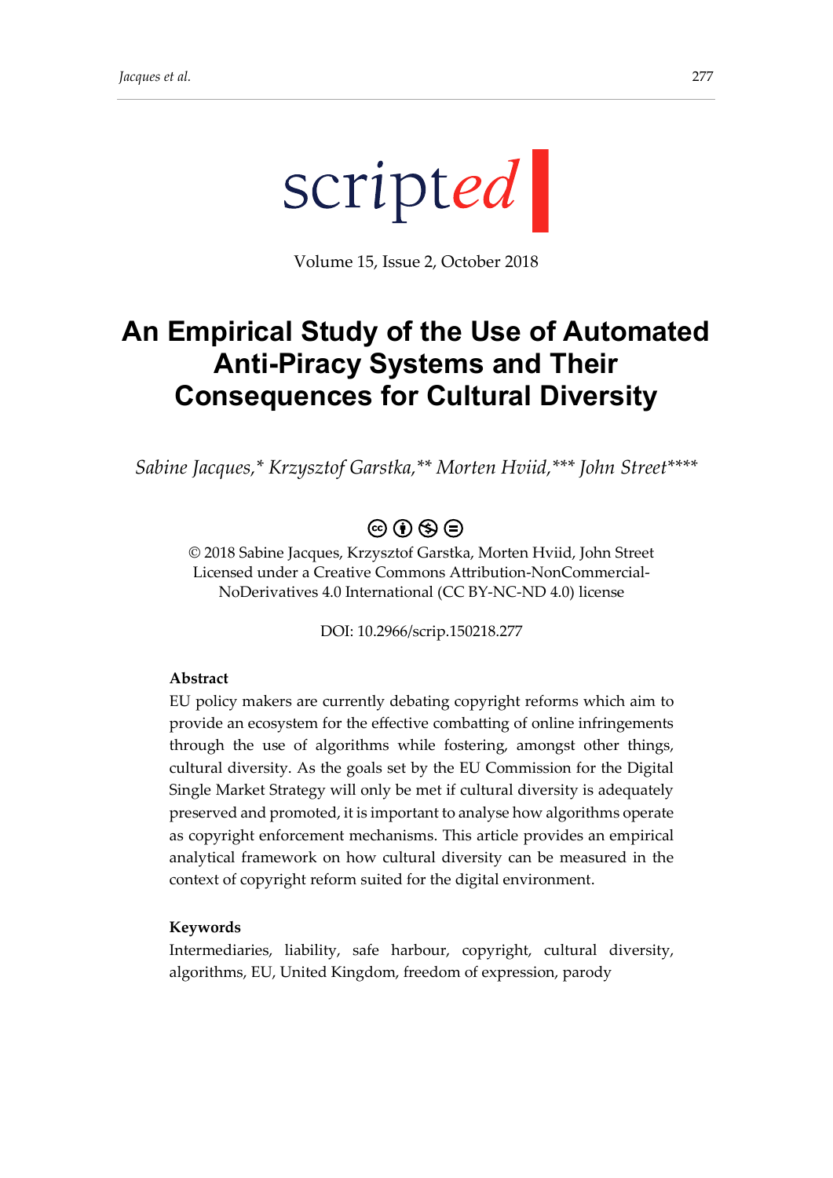scripted

Volume 15, Issue 2, October 2018

# An Empirical Study of the Use of Automated Anti-Piracy Systems and Their Consequences for Cultural Diversity

*Sabine Jacques,\* Krzysztof Garstka,\*\* Morten Hviid,\*\*\* John Street\*\*\*\**

© 2018 Sabine Jacques, Krzysztof Garstka, Morten Hviid, John Street
Licensed under a Creative Commons Attribution-NonCommercial-NoDerivatives 4.0 International (CC BY-NC-ND 4.0) license

DOI: 10.2966/scrip.150218.277

**Abstract**

EU policy makers are currently debating copyright reforms which aim to provide an ecosystem for the effective combatting of online infringements through the use of algorithms while fostering, amongst other things, cultural diversity. As the goals set by the EU Commission for the Digital Single Market Strategy will only be met if cultural diversity is adequately preserved and promoted, it is important to analyse how algorithms operate as copyright enforcement mechanisms. This article provides an empirical analytical framework on how cultural diversity can be measured in the context of copyright reform suited for the digital environment.

**Keywords**

Intermediaries, liability, safe harbour, copyright, cultural diversity, algorithms, EU, United Kingdom, freedom of expression, parody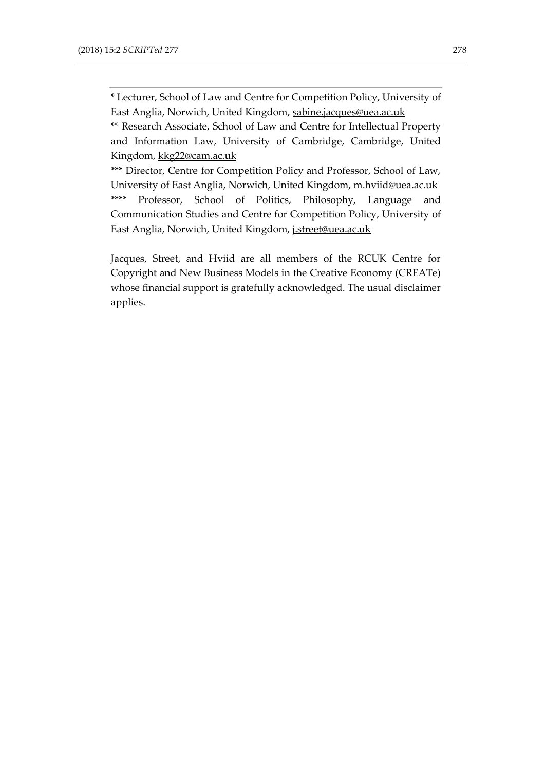* Lecturer, School of Law and Centre for Competition Policy, University of East Anglia, Norwich, United Kingdom, sabine.jacques@uea.ac.uk

** Research Associate, School of Law and Centre for Intellectual Property and Information Law, University of Cambridge, Cambridge, United Kingdom, kkg22@cam.ac.uk

*** Director, Centre for Competition Policy and Professor, School of Law, University of East Anglia, Norwich, United Kingdom, m.hviid@uea.ac.uk

**** Professor, School of Politics, Philosophy, Language and Communication Studies and Centre for Competition Policy, University of East Anglia, Norwich, United Kingdom, j.street@uea.ac.uk

Jacques, Street, and Hviid are all members of the RCUK Centre for Copyright and New Business Models in the Creative Economy (CREATe) whose financial support is gratefully acknowledged. The usual disclaimer applies.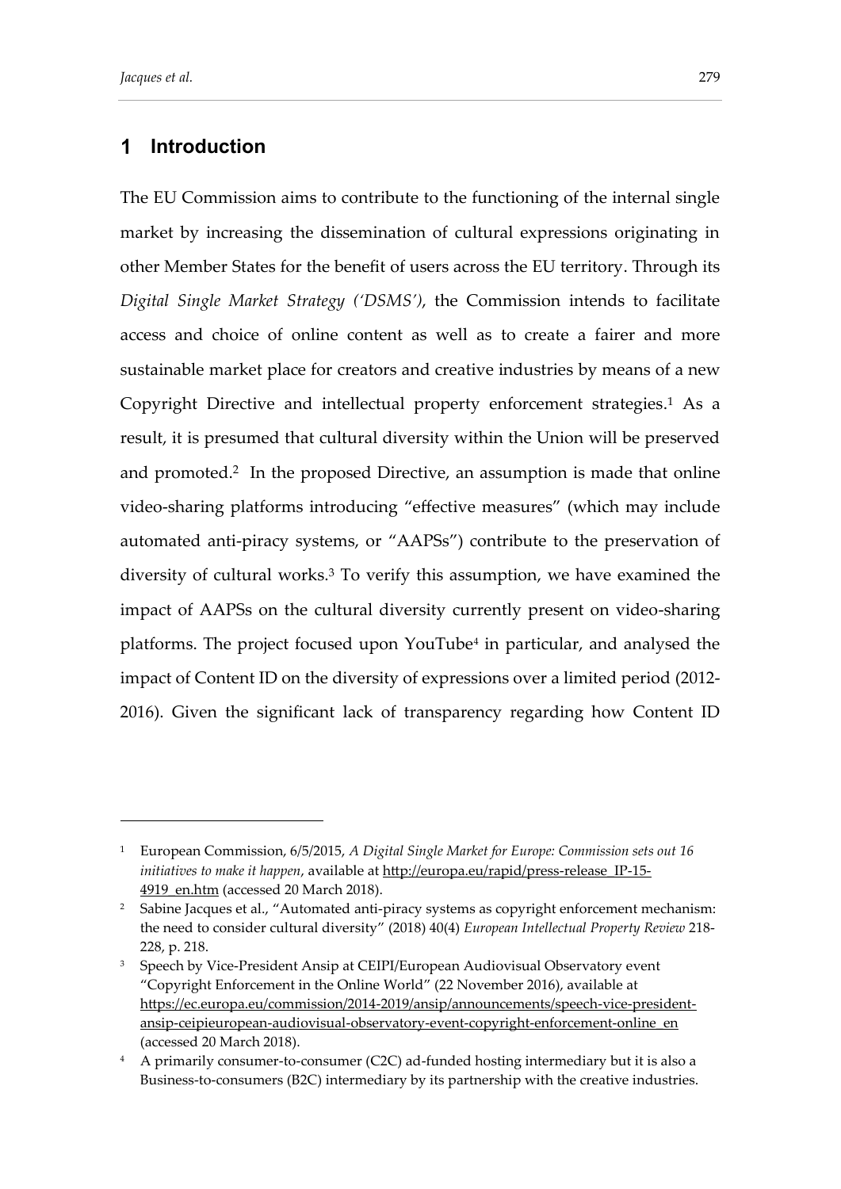# 1 Introduction

The EU Commission aims to contribute to the functioning of the internal single market by increasing the dissemination of cultural expressions originating in other Member States for the benefit of users across the EU territory. Through its *Digital Single Market Strategy ('DSMS')*, the Commission intends to facilitate access and choice of online content as well as to create a fairer and more sustainable market place for creators and creative industries by means of a new Copyright Directive and intellectual property enforcement strategies.[1] As a result, it is presumed that cultural diversity within the Union will be preserved and promoted.[2] In the proposed Directive, an assumption is made that online video-sharing platforms introducing "effective measures" (which may include automated anti-piracy systems, or "AAPSs") contribute to the preservation of diversity of cultural works.[3] To verify this assumption, we have examined the impact of AAPSs on the cultural diversity currently present on video-sharing platforms. The project focused upon YouTube[4] in particular, and analysed the impact of Content ID on the diversity of expressions over a limited period (2012-2016). Given the significant lack of transparency regarding how Content ID

---

[1] European Commission, 6/5/2015, *A Digital Single Market for Europe: Commission sets out 16 initiatives to make it happen*, available at http://europa.eu/rapid/press-release_IP-15-4919_en.htm (accessed 20 March 2018).

[2] Sabine Jacques et al., "Automated anti-piracy systems as copyright enforcement mechanism: the need to consider cultural diversity" (2018) 40(4) *European Intellectual Property Review* 218-228, p. 218.

[3] Speech by Vice-President Ansip at CEIPI/European Audiovisual Observatory event "Copyright Enforcement in the Online World" (22 November 2016), available at https://ec.europa.eu/commission/2014-2019/ansip/announcements/speech-vice-president-ansip-ceipieuropean-audiovisual-observatory-event-copyright-enforcement-online_en (accessed 20 March 2018).

[4] A primarily consumer-to-consumer (C2C) ad-funded hosting intermediary but it is also a Business-to-consumers (B2C) intermediary by its partnership with the creative industries.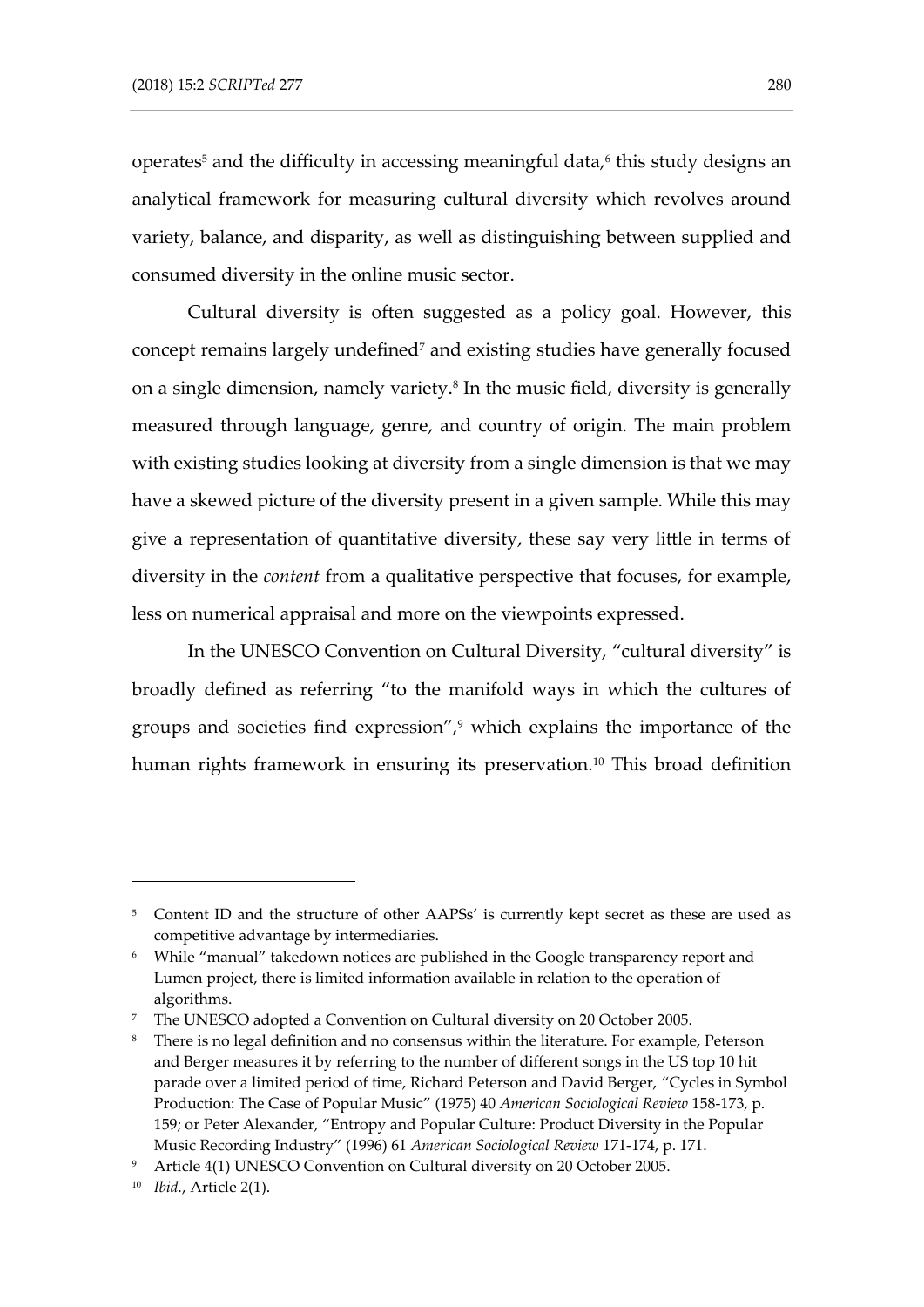operates[5] and the difficulty in accessing meaningful data,[6] this study designs an analytical framework for measuring cultural diversity which revolves around variety, balance, and disparity, as well as distinguishing between supplied and consumed diversity in the online music sector.

Cultural diversity is often suggested as a policy goal. However, this concept remains largely undefined[7] and existing studies have generally focused on a single dimension, namely variety.[8] In the music field, diversity is generally measured through language, genre, and country of origin. The main problem with existing studies looking at diversity from a single dimension is that we may have a skewed picture of the diversity present in a given sample. While this may give a representation of quantitative diversity, these say very little in terms of diversity in the *content* from a qualitative perspective that focuses, for example, less on numerical appraisal and more on the viewpoints expressed.

In the UNESCO Convention on Cultural Diversity, "cultural diversity" is broadly defined as referring "to the manifold ways in which the cultures of groups and societies find expression",[9] which explains the importance of the human rights framework in ensuring its preservation.[10] This broad definition

---

[5] Content ID and the structure of other AAPSs' is currently kept secret as these are used as competitive advantage by intermediaries.

[6] While "manual" takedown notices are published in the Google transparency report and Lumen project, there is limited information available in relation to the operation of algorithms.

[7] The UNESCO adopted a Convention on Cultural diversity on 20 October 2005.

[8] There is no legal definition and no consensus within the literature. For example, Peterson and Berger measures it by referring to the number of different songs in the US top 10 hit parade over a limited period of time, Richard Peterson and David Berger, "Cycles in Symbol Production: The Case of Popular Music" (1975) 40 *American Sociological Review* 158-173, p. 159; or Peter Alexander, "Entropy and Popular Culture: Product Diversity in the Popular Music Recording Industry" (1996) 61 *American Sociological Review* 171-174, p. 171.

[9] Article 4(1) UNESCO Convention on Cultural diversity on 20 October 2005.

[10] *Ibid.*, Article 2(1).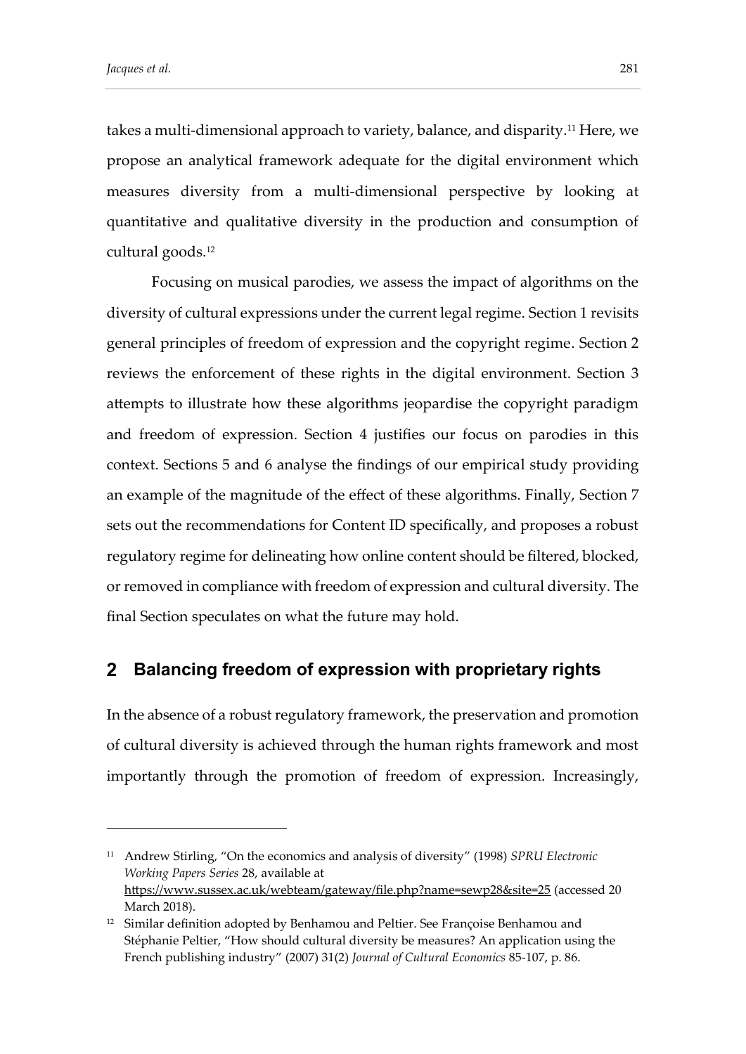takes a multi-dimensional approach to variety, balance, and disparity.[11] Here, we propose an analytical framework adequate for the digital environment which measures diversity from a multi-dimensional perspective by looking at quantitative and qualitative diversity in the production and consumption of cultural goods.[12]

Focusing on musical parodies, we assess the impact of algorithms on the diversity of cultural expressions under the current legal regime. Section 1 revisits general principles of freedom of expression and the copyright regime. Section 2 reviews the enforcement of these rights in the digital environment. Section 3 attempts to illustrate how these algorithms jeopardise the copyright paradigm and freedom of expression. Section 4 justifies our focus on parodies in this context. Sections 5 and 6 analyse the findings of our empirical study providing an example of the magnitude of the effect of these algorithms. Finally, Section 7 sets out the recommendations for Content ID specifically, and proposes a robust regulatory regime for delineating how online content should be filtered, blocked, or removed in compliance with freedom of expression and cultural diversity. The final Section speculates on what the future may hold.

## 2 Balancing freedom of expression with proprietary rights

In the absence of a robust regulatory framework, the preservation and promotion of cultural diversity is achieved through the human rights framework and most importantly through the promotion of freedom of expression. Increasingly,

---

[11] Andrew Stirling, "On the economics and analysis of diversity" (1998) *SPRU Electronic Working Papers Series* 28, available at https://www.sussex.ac.uk/webteam/gateway/file.php?name=sewp28&site=25 (accessed 20 March 2018).

[12] Similar definition adopted by Benhamou and Peltier. See Françoise Benhamou and Stéphanie Peltier, "How should cultural diversity be measures? An application using the French publishing industry" (2007) 31(2) *Journal of Cultural Economics* 85-107, p. 86.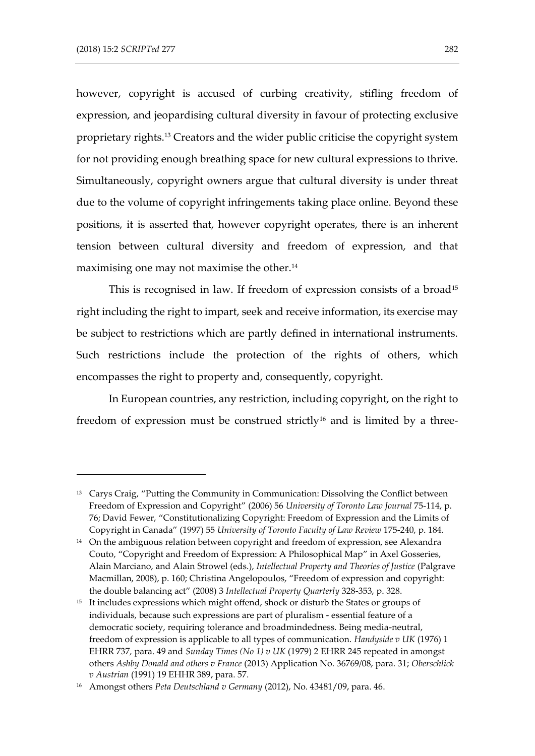however, copyright is accused of curbing creativity, stifling freedom of expression, and jeopardising cultural diversity in favour of protecting exclusive proprietary rights.[13] Creators and the wider public criticise the copyright system for not providing enough breathing space for new cultural expressions to thrive. Simultaneously, copyright owners argue that cultural diversity is under threat due to the volume of copyright infringements taking place online. Beyond these positions, it is asserted that, however copyright operates, there is an inherent tension between cultural diversity and freedom of expression, and that maximising one may not maximise the other.[14]

This is recognised in law. If freedom of expression consists of a broad[15] right including the right to impart, seek and receive information, its exercise may be subject to restrictions which are partly defined in international instruments. Such restrictions include the protection of the rights of others, which encompasses the right to property and, consequently, copyright.

In European countries, any restriction, including copyright, on the right to freedom of expression must be construed strictly[16] and is limited by a three-

---

[13] Carys Craig, "Putting the Community in Communication: Dissolving the Conflict between Freedom of Expression and Copyright" (2006) 56 *University of Toronto Law Journal* 75-114, p. 76; David Fewer, "Constitutionalizing Copyright: Freedom of Expression and the Limits of Copyright in Canada" (1997) 55 *University of Toronto Faculty of Law Review* 175-240, p. 184.

[14] On the ambiguous relation between copyright and freedom of expression, see Alexandra Couto, "Copyright and Freedom of Expression: A Philosophical Map" in Axel Gosseries, Alain Marciano, and Alain Strowel (eds.), *Intellectual Property and Theories of Justice* (Palgrave Macmillan, 2008), p. 160; Christina Angelopoulos, "Freedom of expression and copyright: the double balancing act" (2008) 3 *Intellectual Property Quarterly* 328-353, p. 328.

[15] It includes expressions which might offend, shock or disturb the States or groups of individuals, because such expressions are part of pluralism - essential feature of a democratic society, requiring tolerance and broadmindedness. Being media-neutral, freedom of expression is applicable to all types of communication. *Handyside v UK* (1976) 1 EHRR 737, para. 49 and *Sunday Times (No 1) v UK* (1979) 2 EHRR 245 repeated in amongst others *Ashby Donald and others v France* (2013) Application No. 36769/08, para. 31; *Oberschlick v Austrian* (1991) 19 EHHR 389, para. 57.

[16] Amongst others *Peta Deutschland v Germany* (2012), No. 43481/09, para. 46.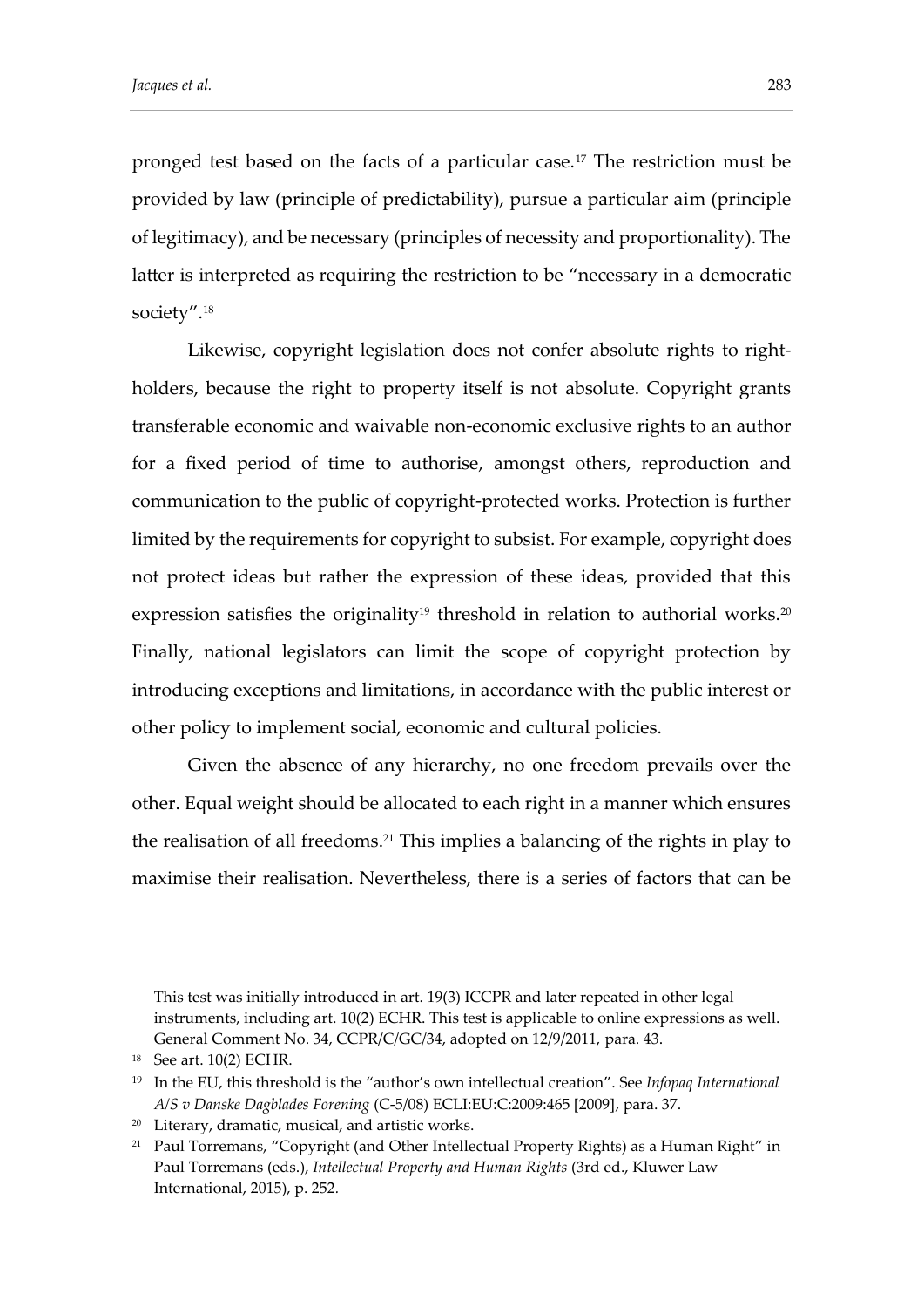pronged test based on the facts of a particular case.[17] The restriction must be provided by law (principle of predictability), pursue a particular aim (principle of legitimacy), and be necessary (principles of necessity and proportionality). The latter is interpreted as requiring the restriction to be "necessary in a democratic society".[18]

Likewise, copyright legislation does not confer absolute rights to right-holders, because the right to property itself is not absolute. Copyright grants transferable economic and waivable non-economic exclusive rights to an author for a fixed period of time to authorise, amongst others, reproduction and communication to the public of copyright-protected works. Protection is further limited by the requirements for copyright to subsist. For example, copyright does not protect ideas but rather the expression of these ideas, provided that this expression satisfies the originality[19] threshold in relation to authorial works.[20] Finally, national legislators can limit the scope of copyright protection by introducing exceptions and limitations, in accordance with the public interest or other policy to implement social, economic and cultural policies.

Given the absence of any hierarchy, no one freedom prevails over the other. Equal weight should be allocated to each right in a manner which ensures the realisation of all freedoms.[21] This implies a balancing of the rights in play to maximise their realisation. Nevertheless, there is a series of factors that can be

---

This test was initially introduced in art. 19(3) ICCPR and later repeated in other legal instruments, including art. 10(2) ECHR. This test is applicable to online expressions as well. General Comment No. 34, CCPR/C/GC/34, adopted on 12/9/2011, para. 43.

[18] See art. 10(2) ECHR.

[19] In the EU, this threshold is the "author's own intellectual creation". See *Infopaq International A/S v Danske Dagblades Forening* (C-5/08) ECLI:EU:C:2009:465 [2009], para. 37.

[20] Literary, dramatic, musical, and artistic works.

[21] Paul Torremans, "Copyright (and Other Intellectual Property Rights) as a Human Right" in Paul Torremans (eds.), *Intellectual Property and Human Rights* (3rd ed., Kluwer Law International, 2015), p. 252.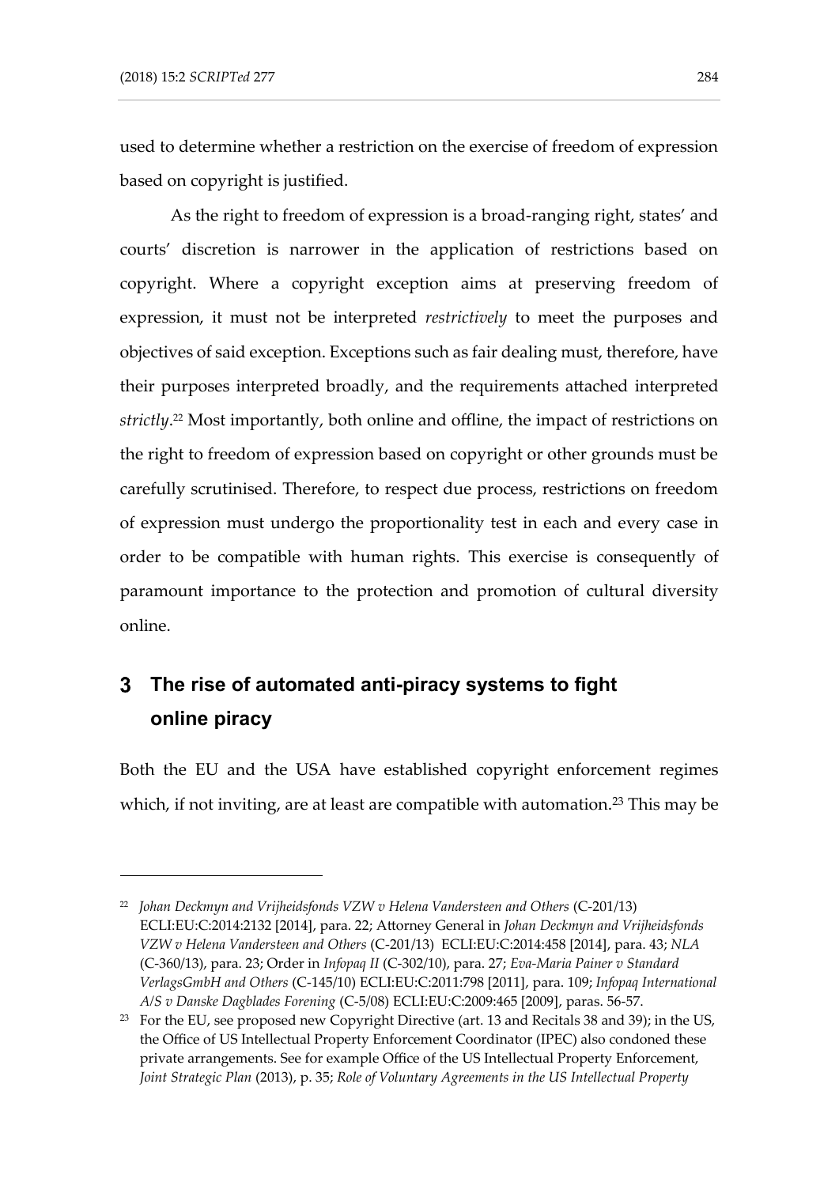used to determine whether a restriction on the exercise of freedom of expression based on copyright is justified.

As the right to freedom of expression is a broad-ranging right, states' and courts' discretion is narrower in the application of restrictions based on copyright. Where a copyright exception aims at preserving freedom of expression, it must not be interpreted *restrictively* to meet the purposes and objectives of said exception. Exceptions such as fair dealing must, therefore, have their purposes interpreted broadly, and the requirements attached interpreted *strictly*.[22] Most importantly, both online and offline, the impact of restrictions on the right to freedom of expression based on copyright or other grounds must be carefully scrutinised. Therefore, to respect due process, restrictions on freedom of expression must undergo the proportionality test in each and every case in order to be compatible with human rights. This exercise is consequently of paramount importance to the protection and promotion of cultural diversity online.

## 3 The rise of automated anti-piracy systems to fight online piracy

Both the EU and the USA have established copyright enforcement regimes which, if not inviting, are at least are compatible with automation.[23] This may be

---

[22] *Johan Deckmyn and Vrijheidsfonds VZW v Helena Vandersteen and Others* (C-201/13) ECLI:EU:C:2014:2132 [2014], para. 22; Attorney General in *Johan Deckmyn and Vrijheidsfonds VZW v Helena Vandersteen and Others* (C-201/13) ECLI:EU:C:2014:458 [2014], para. 43; *NLA* (C-360/13), para. 23; Order in *Infopaq II* (C-302/10), para. 27; *Eva-Maria Painer v Standard VerlagsGmbH and Others* (C-145/10) ECLI:EU:C:2011:798 [2011], para. 109; *Infopaq International A/S v Danske Dagblades Forening* (C-5/08) ECLI:EU:C:2009:465 [2009], paras. 56-57.

[23] For the EU, see proposed new Copyright Directive (art. 13 and Recitals 38 and 39); in the US, the Office of US Intellectual Property Enforcement Coordinator (IPEC) also condoned these private arrangements. See for example Office of the US Intellectual Property Enforcement, *Joint Strategic Plan* (2013), p. 35; *Role of Voluntary Agreements in the US Intellectual Property*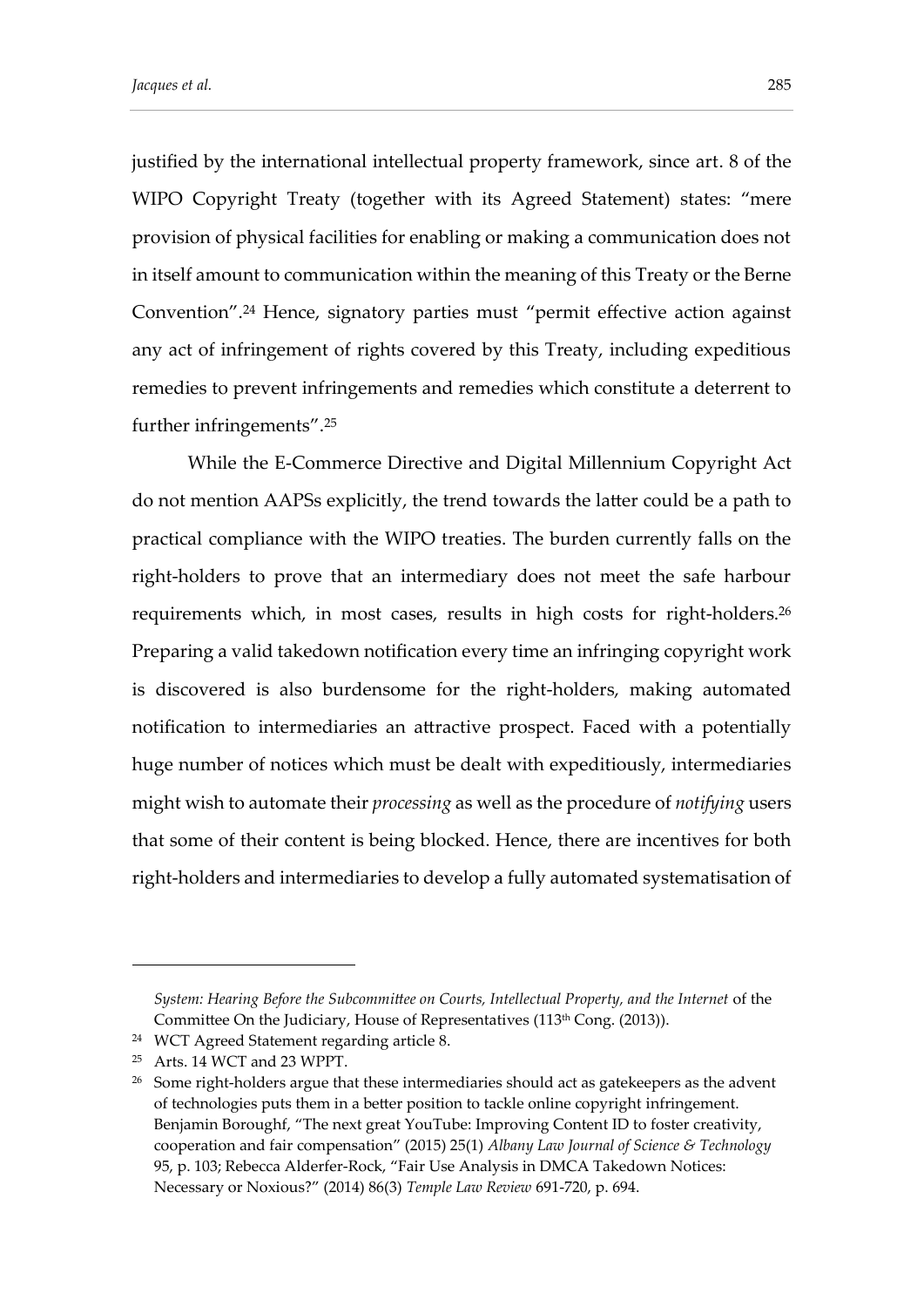justified by the international intellectual property framework, since art. 8 of the WIPO Copyright Treaty (together with its Agreed Statement) states: "mere provision of physical facilities for enabling or making a communication does not in itself amount to communication within the meaning of this Treaty or the Berne Convention".[24] Hence, signatory parties must "permit effective action against any act of infringement of rights covered by this Treaty, including expeditious remedies to prevent infringements and remedies which constitute a deterrent to further infringements".[25]

While the E-Commerce Directive and Digital Millennium Copyright Act do not mention AAPSs explicitly, the trend towards the latter could be a path to practical compliance with the WIPO treaties. The burden currently falls on the right-holders to prove that an intermediary does not meet the safe harbour requirements which, in most cases, results in high costs for right-holders.[26] Preparing a valid takedown notification every time an infringing copyright work is discovered is also burdensome for the right-holders, making automated notification to intermediaries an attractive prospect. Faced with a potentially huge number of notices which must be dealt with expeditiously, intermediaries might wish to automate their *processing* as well as the procedure of *notifying* users that some of their content is being blocked. Hence, there are incentives for both right-holders and intermediaries to develop a fully automated systematisation of

---

*System: Hearing Before the Subcommittee on Courts, Intellectual Property, and the Internet* of the Committee On the Judiciary, House of Representatives (113th Cong. (2013)).

[24] WCT Agreed Statement regarding article 8.

[25] Arts. 14 WCT and 23 WPPT.

[26] Some right-holders argue that these intermediaries should act as gatekeepers as the advent of technologies puts them in a better position to tackle online copyright infringement. Benjamin Boroughf, "The next great YouTube: Improving Content ID to foster creativity, cooperation and fair compensation" (2015) 25(1) *Albany Law Journal of Science & Technology* 95, p. 103; Rebecca Alderfer-Rock, "Fair Use Analysis in DMCA Takedown Notices: Necessary or Noxious?" (2014) 86(3) *Temple Law Review* 691-720, p. 694.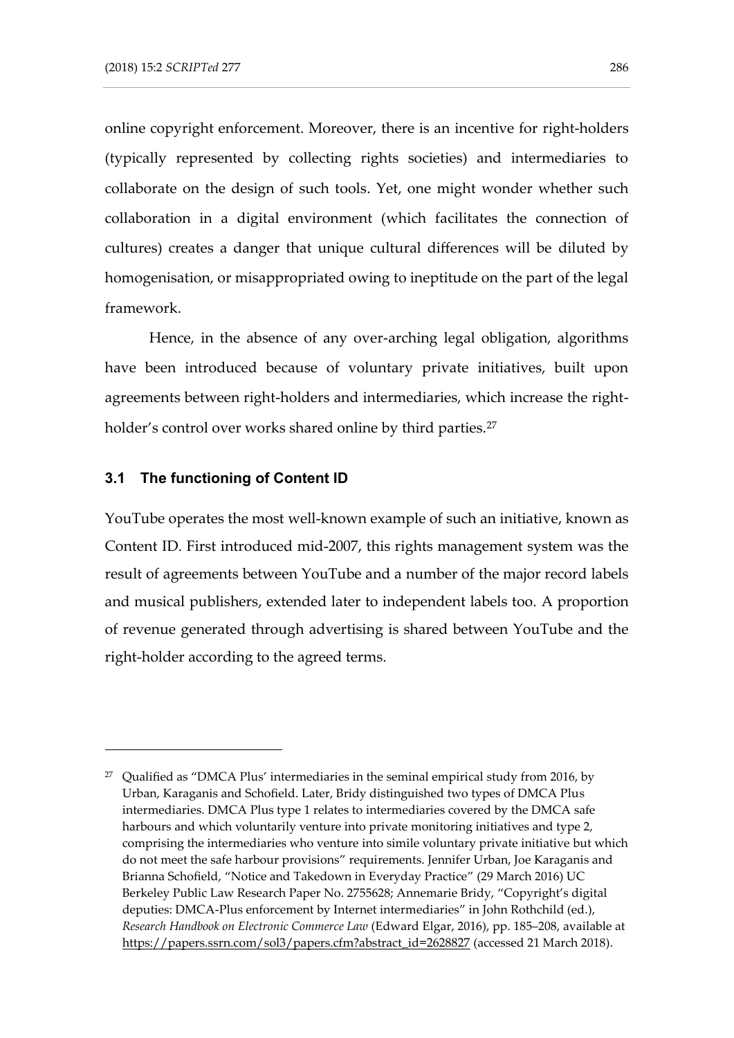online copyright enforcement. Moreover, there is an incentive for right-holders (typically represented by collecting rights societies) and intermediaries to collaborate on the design of such tools. Yet, one might wonder whether such collaboration in a digital environment (which facilitates the connection of cultures) creates a danger that unique cultural differences will be diluted by homogenisation, or misappropriated owing to ineptitude on the part of the legal framework.

Hence, in the absence of any over-arching legal obligation, algorithms have been introduced because of voluntary private initiatives, built upon agreements between right-holders and intermediaries, which increase the right-holder's control over works shared online by third parties.[27]

### 3.1 The functioning of Content ID

YouTube operates the most well-known example of such an initiative, known as Content ID. First introduced mid-2007, this rights management system was the result of agreements between YouTube and a number of the major record labels and musical publishers, extended later to independent labels too. A proportion of revenue generated through advertising is shared between YouTube and the right-holder according to the agreed terms.

---

[27] Qualified as "DMCA Plus' intermediaries in the seminal empirical study from 2016, by Urban, Karaganis and Schofield. Later, Bridy distinguished two types of DMCA Plus intermediaries. DMCA Plus type 1 relates to intermediaries covered by the DMCA safe harbours and which voluntarily venture into private monitoring initiatives and type 2, comprising the intermediaries who venture into simile voluntary private initiative but which do not meet the safe harbour provisions" requirements. Jennifer Urban, Joe Karaganis and Brianna Schofield, "Notice and Takedown in Everyday Practice" (29 March 2016) UC Berkeley Public Law Research Paper No. 2755628; Annemarie Bridy, "Copyright's digital deputies: DMCA-Plus enforcement by Internet intermediaries" in John Rothchild (ed.), *Research Handbook on Electronic Commerce Law* (Edward Elgar, 2016), pp. 185–208, available at https://papers.ssrn.com/sol3/papers.cfm?abstract_id=2628827 (accessed 21 March 2018).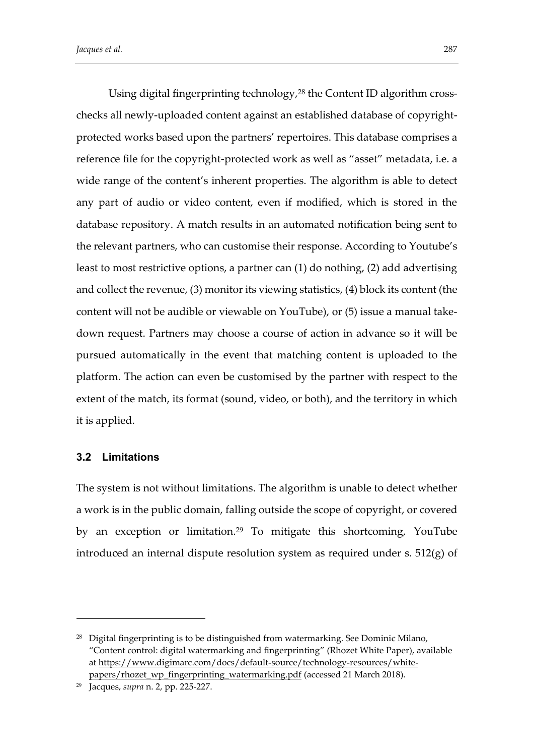Using digital fingerprinting technology,[28] the Content ID algorithm cross-checks all newly-uploaded content against an established database of copyright-protected works based upon the partners' repertoires. This database comprises a reference file for the copyright-protected work as well as "asset" metadata, i.e. a wide range of the content's inherent properties. The algorithm is able to detect any part of audio or video content, even if modified, which is stored in the database repository. A match results in an automated notification being sent to the relevant partners, who can customise their response. According to Youtube's least to most restrictive options, a partner can (1) do nothing, (2) add advertising and collect the revenue, (3) monitor its viewing statistics, (4) block its content (the content will not be audible or viewable on YouTube), or (5) issue a manual take-down request. Partners may choose a course of action in advance so it will be pursued automatically in the event that matching content is uploaded to the platform. The action can even be customised by the partner with respect to the extent of the match, its format (sound, video, or both), and the territory in which it is applied.

### 3.2 Limitations

The system is not without limitations. The algorithm is unable to detect whether a work is in the public domain, falling outside the scope of copyright, or covered by an exception or limitation.[29] To mitigate this shortcoming, YouTube introduced an internal dispute resolution system as required under s. 512(g) of

---

[28] Digital fingerprinting is to be distinguished from watermarking. See Dominic Milano, "Content control: digital watermarking and fingerprinting" (Rhozet White Paper), available at https://www.digimarc.com/docs/default-source/technology-resources/white-papers/rhozet_wp_fingerprinting_watermarking.pdf (accessed 21 March 2018).

[29] Jacques, *supra* n. 2, pp. 225-227.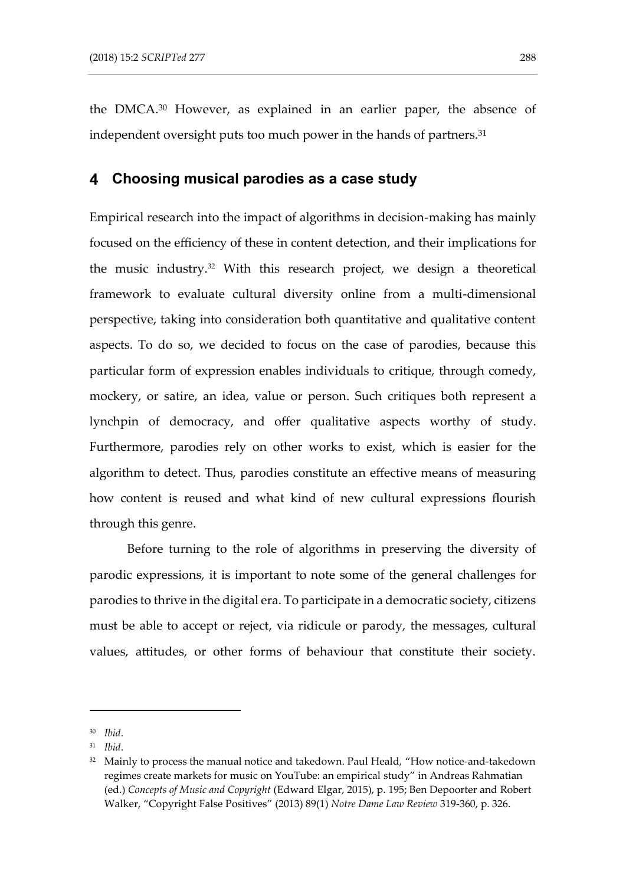the DMCA.[30] However, as explained in an earlier paper, the absence of independent oversight puts too much power in the hands of partners.[31]

## 4 Choosing musical parodies as a case study

Empirical research into the impact of algorithms in decision-making has mainly focused on the efficiency of these in content detection, and their implications for the music industry.[32] With this research project, we design a theoretical framework to evaluate cultural diversity online from a multi-dimensional perspective, taking into consideration both quantitative and qualitative content aspects. To do so, we decided to focus on the case of parodies, because this particular form of expression enables individuals to critique, through comedy, mockery, or satire, an idea, value or person. Such critiques both represent a lynchpin of democracy, and offer qualitative aspects worthy of study. Furthermore, parodies rely on other works to exist, which is easier for the algorithm to detect. Thus, parodies constitute an effective means of measuring how content is reused and what kind of new cultural expressions flourish through this genre.

Before turning to the role of algorithms in preserving the diversity of parodic expressions, it is important to note some of the general challenges for parodies to thrive in the digital era. To participate in a democratic society, citizens must be able to accept or reject, via ridicule or parody, the messages, cultural values, attitudes, or other forms of behaviour that constitute their society.

---

[30] *Ibid*.

[31] *Ibid*.

[32] Mainly to process the manual notice and takedown. Paul Heald, "How notice-and-takedown regimes create markets for music on YouTube: an empirical study" in Andreas Rahmatian (ed.) *Concepts of Music and Copyright* (Edward Elgar, 2015), p. 195; Ben Depoorter and Robert Walker, "Copyright False Positives" (2013) 89(1) *Notre Dame Law Review* 319-360, p. 326.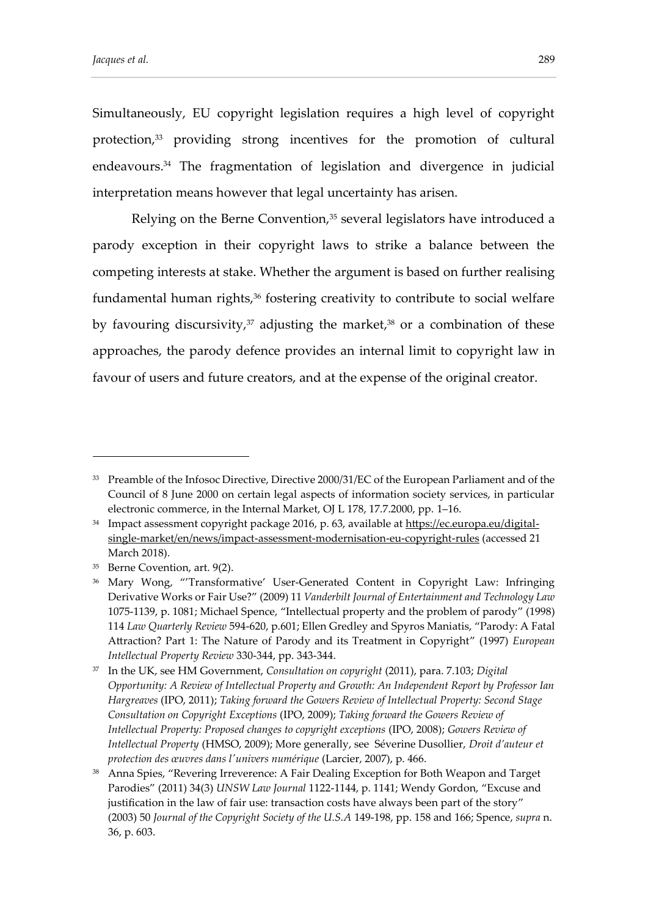Simultaneously, EU copyright legislation requires a high level of copyright protection,[33] providing strong incentives for the promotion of cultural endeavours.[34] The fragmentation of legislation and divergence in judicial interpretation means however that legal uncertainty has arisen.

Relying on the Berne Convention,[35] several legislators have introduced a parody exception in their copyright laws to strike a balance between the competing interests at stake. Whether the argument is based on further realising fundamental human rights,[36] fostering creativity to contribute to social welfare by favouring discursivity,[37] adjusting the market,[38] or a combination of these approaches, the parody defence provides an internal limit to copyright law in favour of users and future creators, and at the expense of the original creator.

---

[33] Preamble of the Infosoc Directive, Directive 2000/31/EC of the European Parliament and of the Council of 8 June 2000 on certain legal aspects of information society services, in particular electronic commerce, in the Internal Market, OJ L 178, 17.7.2000, pp. 1–16.

[34] Impact assessment copyright package 2016, p. 63, available at https://ec.europa.eu/digital-single-market/en/news/impact-assessment-modernisation-eu-copyright-rules (accessed 21 March 2018).

[35] Berne Covention, art. 9(2).

[36] Mary Wong, "'Transformative' User-Generated Content in Copyright Law: Infringing Derivative Works or Fair Use?" (2009) 11 *Vanderbilt Journal of Entertainment and Technology Law* 1075-1139, p. 1081; Michael Spence, "Intellectual property and the problem of parody" (1998) 114 *Law Quarterly Review* 594-620, p.601; Ellen Gredley and Spyros Maniatis, "Parody: A Fatal Attraction? Part 1: The Nature of Parody and its Treatment in Copyright" (1997) *European Intellectual Property Review* 330-344, pp. 343-344.

[37] In the UK, see HM Government, *Consultation on copyright* (2011), para. 7.103; *Digital Opportunity: A Review of Intellectual Property and Growth: An Independent Report by Professor Ian Hargreaves* (IPO, 2011); *Taking forward the Gowers Review of Intellectual Property: Second Stage Consultation on Copyright Exceptions* (IPO, 2009); *Taking forward the Gowers Review of Intellectual Property: Proposed changes to copyright exceptions* (IPO, 2008); *Gowers Review of Intellectual Property* (HMSO, 2009); More generally, see Séverine Dusollier, *Droit d'auteur et protection des œuvres dans l'univers numérique* (Larcier, 2007), p. 466.

[38] Anna Spies, "Revering Irreverence: A Fair Dealing Exception for Both Weapon and Target Parodies" (2011) 34(3) *UNSW Law Journal* 1122-1144, p. 1141; Wendy Gordon, "Excuse and justification in the law of fair use: transaction costs have always been part of the story" (2003) 50 *Journal of the Copyright Society of the U.S.A* 149-198, pp. 158 and 166; Spence, *supra* n. 36, p. 603.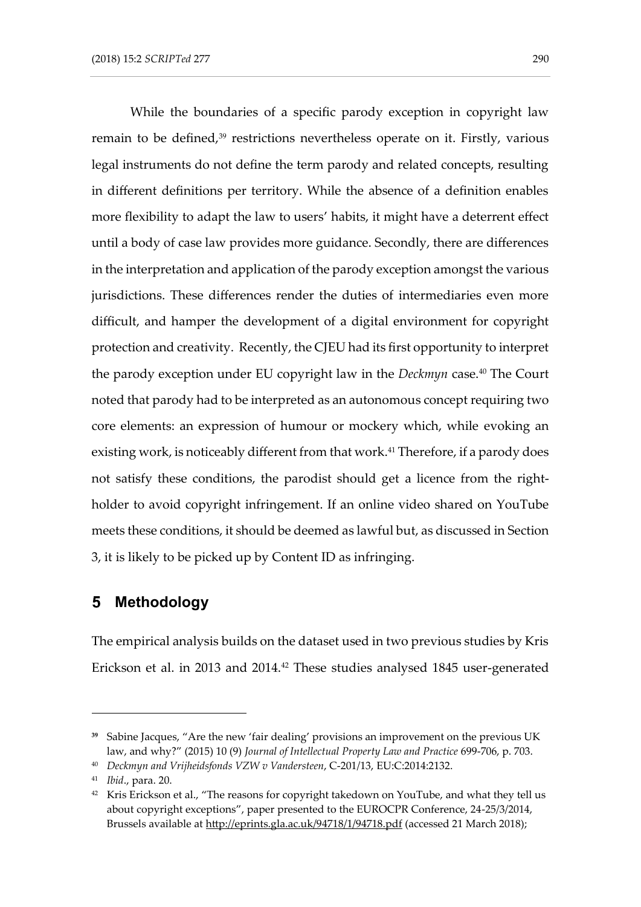While the boundaries of a specific parody exception in copyright law remain to be defined,[39] restrictions nevertheless operate on it. Firstly, various legal instruments do not define the term parody and related concepts, resulting in different definitions per territory. While the absence of a definition enables more flexibility to adapt the law to users' habits, it might have a deterrent effect until a body of case law provides more guidance. Secondly, there are differences in the interpretation and application of the parody exception amongst the various jurisdictions. These differences render the duties of intermediaries even more difficult, and hamper the development of a digital environment for copyright protection and creativity. Recently, the CJEU had its first opportunity to interpret the parody exception under EU copyright law in the *Deckmyn* case.[40] The Court noted that parody had to be interpreted as an autonomous concept requiring two core elements: an expression of humour or mockery which, while evoking an existing work, is noticeably different from that work.[41] Therefore, if a parody does not satisfy these conditions, the parodist should get a licence from the right-holder to avoid copyright infringement. If an online video shared on YouTube meets these conditions, it should be deemed as lawful but, as discussed in Section 3, it is likely to be picked up by Content ID as infringing.

## 5 Methodology

The empirical analysis builds on the dataset used in two previous studies by Kris Erickson et al. in 2013 and 2014.[42] These studies analysed 1845 user-generated

---

[39] Sabine Jacques, "Are the new 'fair dealing' provisions an improvement on the previous UK law, and why?" (2015) 10 (9) *Journal of Intellectual Property Law and Practice* 699-706, p. 703.

[40] *Deckmyn and Vrijheidsfonds VZW v Vandersteen*, C-201/13, EU:C:2014:2132.

[41] *Ibid*., para. 20.

[42] Kris Erickson et al., "The reasons for copyright takedown on YouTube, and what they tell us about copyright exceptions", paper presented to the EUROCPR Conference, 24-25/3/2014, Brussels available at http://eprints.gla.ac.uk/94718/1/94718.pdf (accessed 21 March 2018);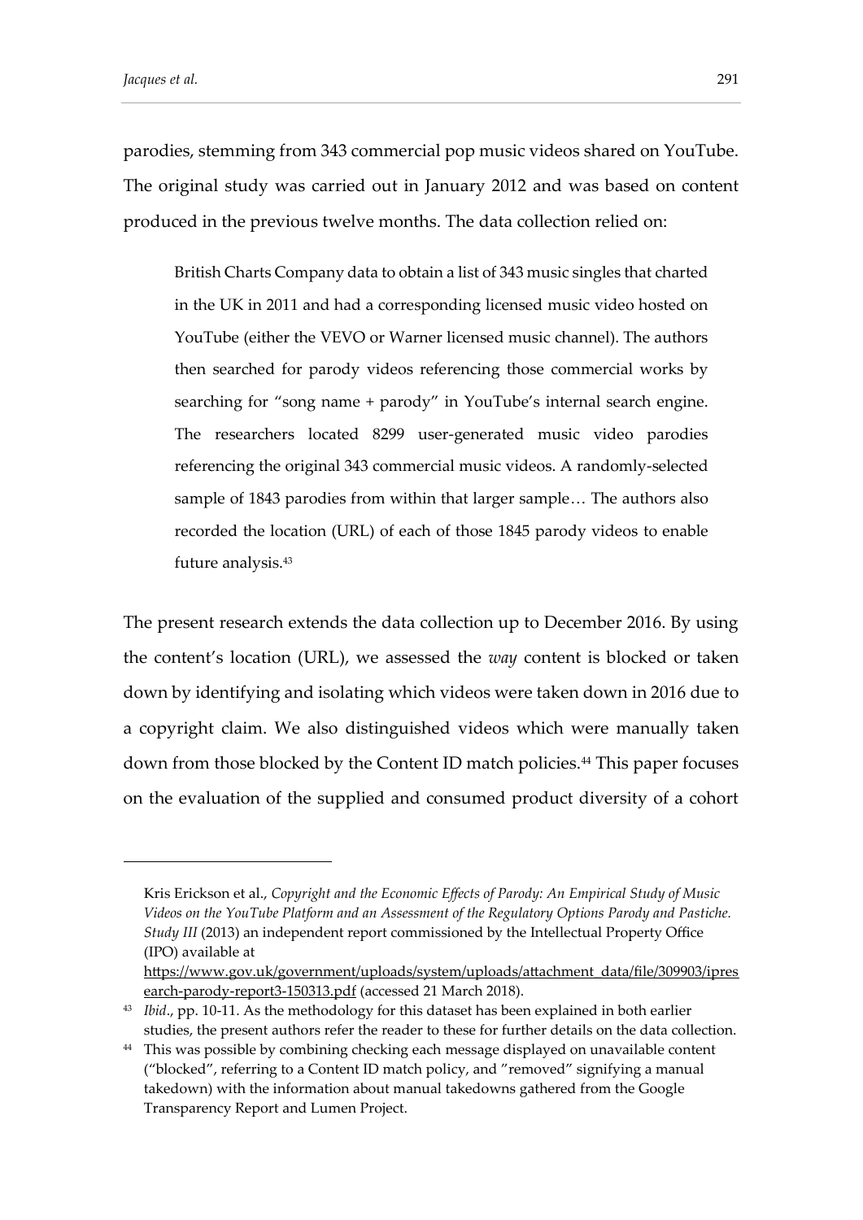parodies, stemming from 343 commercial pop music videos shared on YouTube. The original study was carried out in January 2012 and was based on content produced in the previous twelve months. The data collection relied on:

> British Charts Company data to obtain a list of 343 music singles that charted in the UK in 2011 and had a corresponding licensed music video hosted on YouTube (either the VEVO or Warner licensed music channel). The authors then searched for parody videos referencing those commercial works by searching for "song name + parody" in YouTube's internal search engine. The researchers located 8299 user-generated music video parodies referencing the original 343 commercial music videos. A randomly-selected sample of 1843 parodies from within that larger sample… The authors also recorded the location (URL) of each of those 1845 parody videos to enable future analysis.[43]

The present research extends the data collection up to December 2016. By using the content's location (URL), we assessed the *way* content is blocked or taken down by identifying and isolating which videos were taken down in 2016 due to a copyright claim. We also distinguished videos which were manually taken down from those blocked by the Content ID match policies.[44] This paper focuses on the evaluation of the supplied and consumed product diversity of a cohort

---

Kris Erickson et al., *Copyright and the Economic Effects of Parody: An Empirical Study of Music Videos on the YouTube Platform and an Assessment of the Regulatory Options Parody and Pastiche. Study III* (2013) an independent report commissioned by the Intellectual Property Office (IPO) available at https://www.gov.uk/government/uploads/system/uploads/attachment_data/file/309903/ipresearch-parody-report3-150313.pdf (accessed 21 March 2018).

[43] *Ibid*., pp. 10-11. As the methodology for this dataset has been explained in both earlier studies, the present authors refer the reader to these for further details on the data collection.

[44] This was possible by combining checking each message displayed on unavailable content ("blocked", referring to a Content ID match policy, and "removed" signifying a manual takedown) with the information about manual takedowns gathered from the Google Transparency Report and Lumen Project.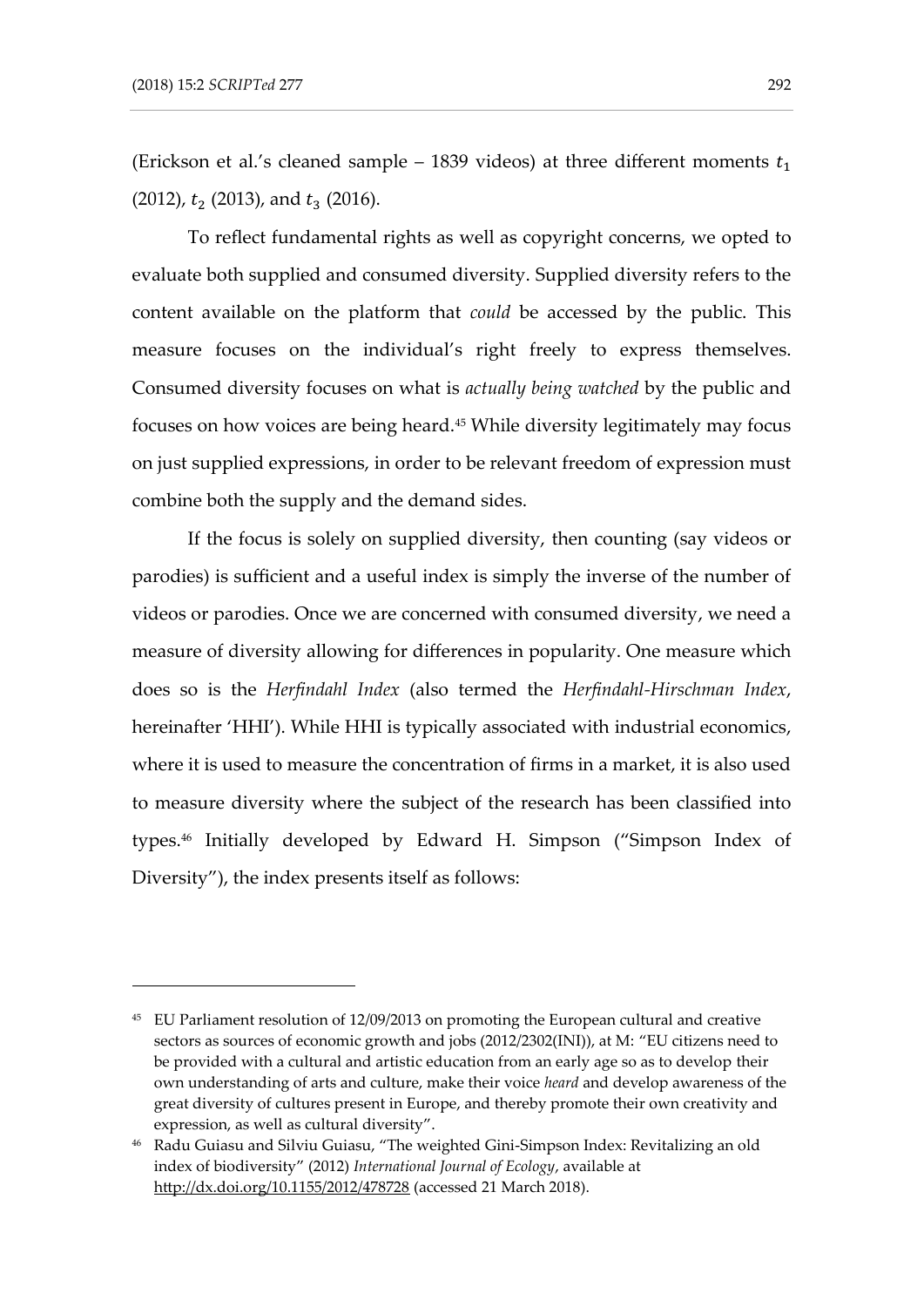(Erickson et al.'s cleaned sample – 1839 videos) at three different moments $t_1$ (2012), $t_2$ (2013), and $t_3$ (2016).

To reflect fundamental rights as well as copyright concerns, we opted to evaluate both supplied and consumed diversity. Supplied diversity refers to the content available on the platform that *could* be accessed by the public. This measure focuses on the individual's right freely to express themselves. Consumed diversity focuses on what is *actually being watched* by the public and focuses on how voices are being heard.[45] While diversity legitimately may focus on just supplied expressions, in order to be relevant freedom of expression must combine both the supply and the demand sides.

If the focus is solely on supplied diversity, then counting (say videos or parodies) is sufficient and a useful index is simply the inverse of the number of videos or parodies. Once we are concerned with consumed diversity, we need a measure of diversity allowing for differences in popularity. One measure which does so is the *Herfindahl Index* (also termed the *Herfindahl-Hirschman Index*, hereinafter 'HHI'). While HHI is typically associated with industrial economics, where it is used to measure the concentration of firms in a market, it is also used to measure diversity where the subject of the research has been classified into types.[46] Initially developed by Edward H. Simpson ("Simpson Index of Diversity"), the index presents itself as follows:

---

[45] EU Parliament resolution of 12/09/2013 on promoting the European cultural and creative sectors as sources of economic growth and jobs (2012/2302(INI)), at M: "EU citizens need to be provided with a cultural and artistic education from an early age so as to develop their own understanding of arts and culture, make their voice *heard* and develop awareness of the great diversity of cultures present in Europe, and thereby promote their own creativity and expression, as well as cultural diversity".

[46] Radu Guiasu and Silviu Guiasu, "The weighted Gini-Simpson Index: Revitalizing an old index of biodiversity" (2012) *International Journal of Ecology*, available at http://dx.doi.org/10.1155/2012/478728 (accessed 21 March 2018).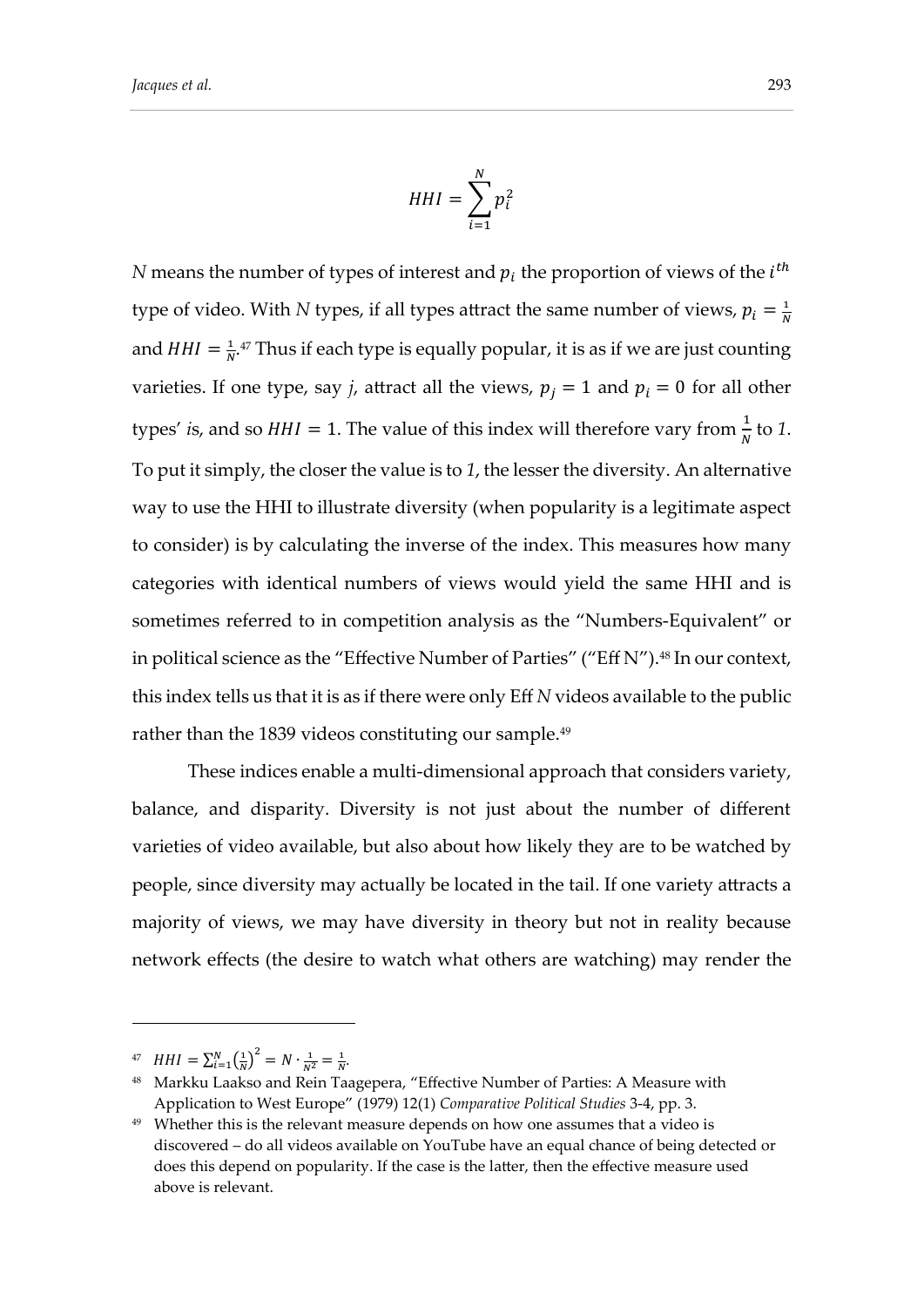$$HHI = \sum_{i=1}^{N} p_i^2$$

*N* means the number of types of interest and $p_i$ the proportion of views of the $i^{th}$ type of video. With *N* types, if all types attract the same number of views, $p_i = \frac{1}{N}$ and $HHI = \frac{1}{N}$.[47] Thus if each type is equally popular, it is as if we are just counting varieties. If one type, say *j*, attract all the views, $p_j = 1$ and $p_i = 0$ for all other types' *i*s, and so $HHI = 1$. The value of this index will therefore vary from $\frac{1}{N}$ to *1*. To put it simply, the closer the value is to *1*, the lesser the diversity. An alternative way to use the HHI to illustrate diversity (when popularity is a legitimate aspect to consider) is by calculating the inverse of the index. This measures how many categories with identical numbers of views would yield the same HHI and is sometimes referred to in competition analysis as the "Numbers-Equivalent" or in political science as the "Effective Number of Parties" ("Eff N").[48] In our context, this index tells us that it is as if there were only Eff *N* videos available to the public rather than the 1839 videos constituting our sample.[49]

These indices enable a multi-dimensional approach that considers variety, balance, and disparity. Diversity is not just about the number of different varieties of video available, but also about how likely they are to be watched by people, since diversity may actually be located in the tail. If one variety attracts a majority of views, we may have diversity in theory but not in reality because network effects (the desire to watch what others are watching) may render the

---

[47] $HHI = \sum_{i=1}^{N} \left(\frac{1}{N}\right)^2 = N \cdot \frac{1}{N^2} = \frac{1}{N}$.

[48] Markku Laakso and Rein Taagepera, "Effective Number of Parties: A Measure with Application to West Europe" (1979) 12(1) *Comparative Political Studies* 3-4, pp. 3.

[49] Whether this is the relevant measure depends on how one assumes that a video is discovered – do all videos available on YouTube have an equal chance of being detected or does this depend on popularity. If the case is the latter, then the effective measure used above is relevant.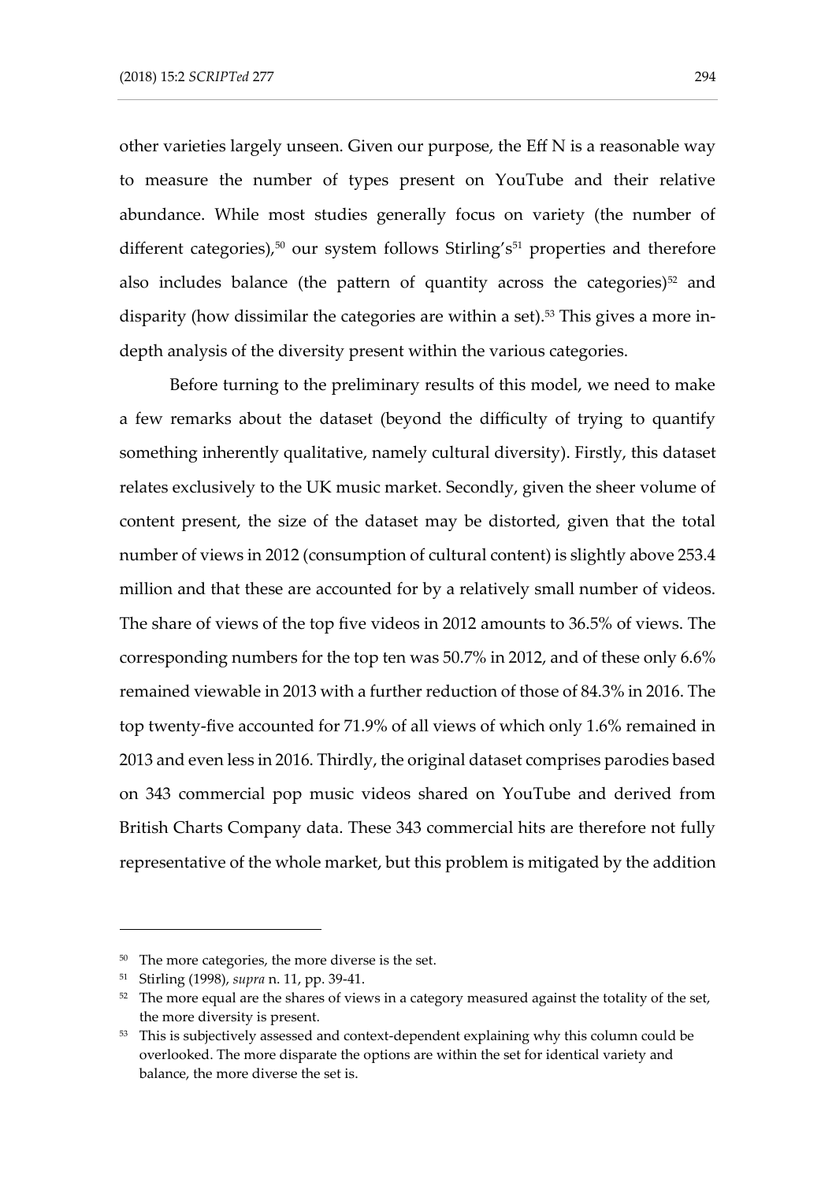other varieties largely unseen. Given our purpose, the Eff N is a reasonable way to measure the number of types present on YouTube and their relative abundance. While most studies generally focus on variety (the number of different categories),[50] our system follows Stirling's[51] properties and therefore also includes balance (the pattern of quantity across the categories)[52] and disparity (how dissimilar the categories are within a set).[53] This gives a more in-depth analysis of the diversity present within the various categories.

Before turning to the preliminary results of this model, we need to make a few remarks about the dataset (beyond the difficulty of trying to quantify something inherently qualitative, namely cultural diversity). Firstly, this dataset relates exclusively to the UK music market. Secondly, given the sheer volume of content present, the size of the dataset may be distorted, given that the total number of views in 2012 (consumption of cultural content) is slightly above 253.4 million and that these are accounted for by a relatively small number of videos. The share of views of the top five videos in 2012 amounts to 36.5% of views. The corresponding numbers for the top ten was 50.7% in 2012, and of these only 6.6% remained viewable in 2013 with a further reduction of those of 84.3% in 2016. The top twenty-five accounted for 71.9% of all views of which only 1.6% remained in 2013 and even less in 2016. Thirdly, the original dataset comprises parodies based on 343 commercial pop music videos shared on YouTube and derived from British Charts Company data. These 343 commercial hits are therefore not fully representative of the whole market, but this problem is mitigated by the addition

---

[50] The more categories, the more diverse is the set.

[51] Stirling (1998), *supra* n. 11, pp. 39-41.

[52] The more equal are the shares of views in a category measured against the totality of the set, the more diversity is present.

[53] This is subjectively assessed and context-dependent explaining why this column could be overlooked. The more disparate the options are within the set for identical variety and balance, the more diverse the set is.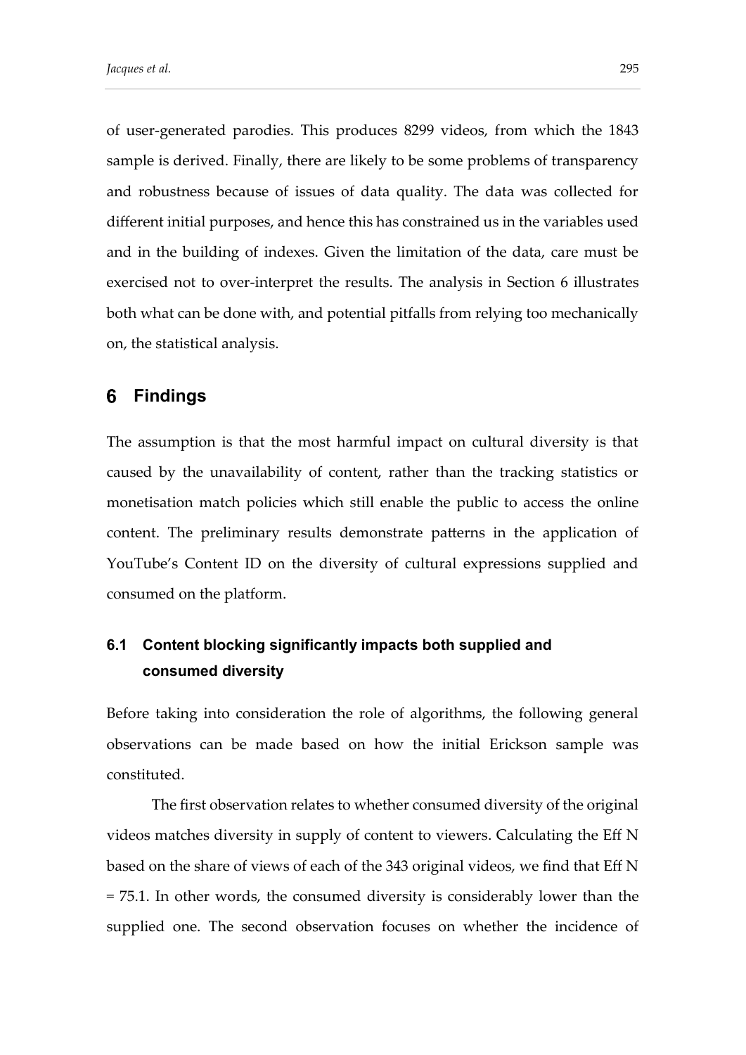of user-generated parodies. This produces 8299 videos, from which the 1843 sample is derived. Finally, there are likely to be some problems of transparency and robustness because of issues of data quality. The data was collected for different initial purposes, and hence this has constrained us in the variables used and in the building of indexes. Given the limitation of the data, care must be exercised not to over-interpret the results. The analysis in Section 6 illustrates both what can be done with, and potential pitfalls from relying too mechanically on, the statistical analysis.

## 6 Findings

The assumption is that the most harmful impact on cultural diversity is that caused by the unavailability of content, rather than the tracking statistics or monetisation match policies which still enable the public to access the online content. The preliminary results demonstrate patterns in the application of YouTube's Content ID on the diversity of cultural expressions supplied and consumed on the platform.

### 6.1 Content blocking significantly impacts both supplied and consumed diversity

Before taking into consideration the role of algorithms, the following general observations can be made based on how the initial Erickson sample was constituted.

The first observation relates to whether consumed diversity of the original videos matches diversity in supply of content to viewers. Calculating the Eff N based on the share of views of each of the 343 original videos, we find that Eff N = 75.1. In other words, the consumed diversity is considerably lower than the supplied one. The second observation focuses on whether the incidence of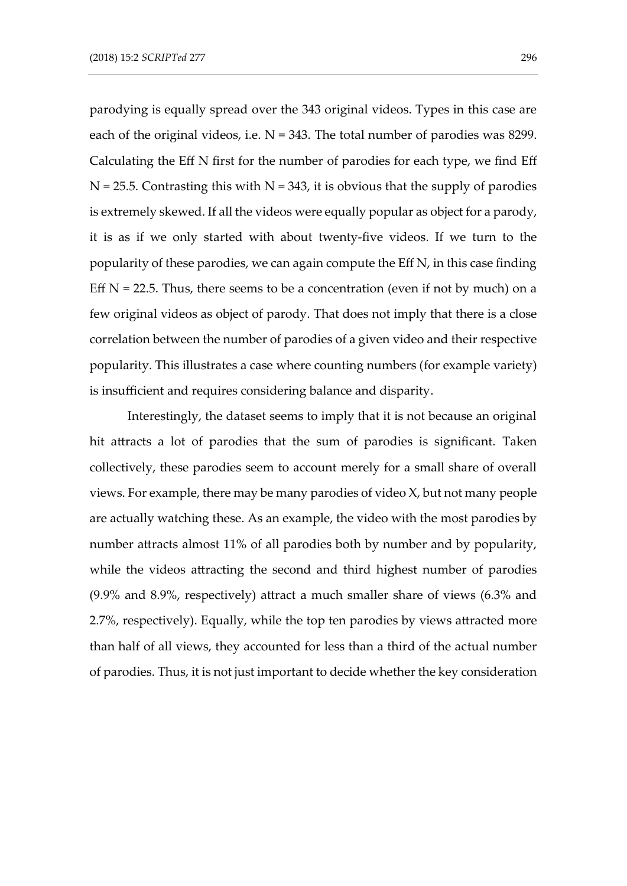parodying is equally spread over the 343 original videos. Types in this case are each of the original videos, i.e. N = 343. The total number of parodies was 8299. Calculating the Eff N first for the number of parodies for each type, we find Eff N = 25.5. Contrasting this with N = 343, it is obvious that the supply of parodies is extremely skewed. If all the videos were equally popular as object for a parody, it is as if we only started with about twenty-five videos. If we turn to the popularity of these parodies, we can again compute the Eff N, in this case finding Eff N = 22.5. Thus, there seems to be a concentration (even if not by much) on a few original videos as object of parody. That does not imply that there is a close correlation between the number of parodies of a given video and their respective popularity. This illustrates a case where counting numbers (for example variety) is insufficient and requires considering balance and disparity.

Interestingly, the dataset seems to imply that it is not because an original hit attracts a lot of parodies that the sum of parodies is significant. Taken collectively, these parodies seem to account merely for a small share of overall views. For example, there may be many parodies of video X, but not many people are actually watching these. As an example, the video with the most parodies by number attracts almost 11% of all parodies both by number and by popularity, while the videos attracting the second and third highest number of parodies (9.9% and 8.9%, respectively) attract a much smaller share of views (6.3% and 2.7%, respectively). Equally, while the top ten parodies by views attracted more than half of all views, they accounted for less than a third of the actual number of parodies. Thus, it is not just important to decide whether the key consideration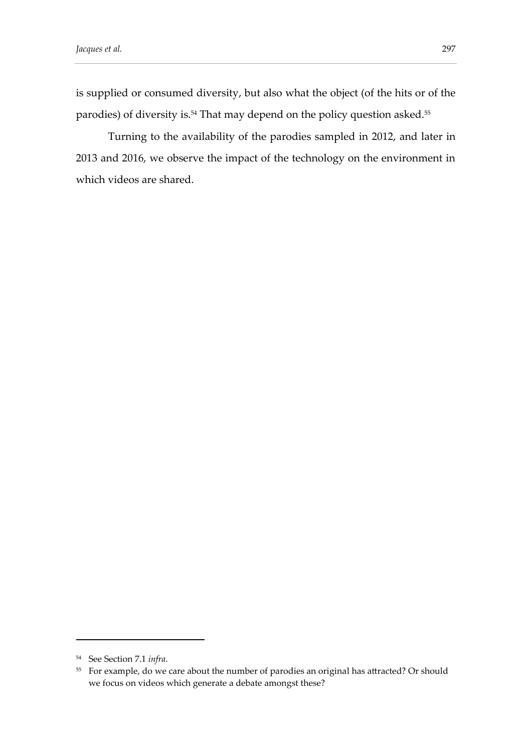is supplied or consumed diversity, but also what the object (of the hits or of the parodies) of diversity is.[54] That may depend on the policy question asked.[55]

Turning to the availability of the parodies sampled in 2012, and later in 2013 and 2016, we observe the impact of the technology on the environment in which videos are shared.

---

[54] See Section 7.1 *infra*.

[55] For example, do we care about the number of parodies an original has attracted? Or should we focus on videos which generate a debate amongst these?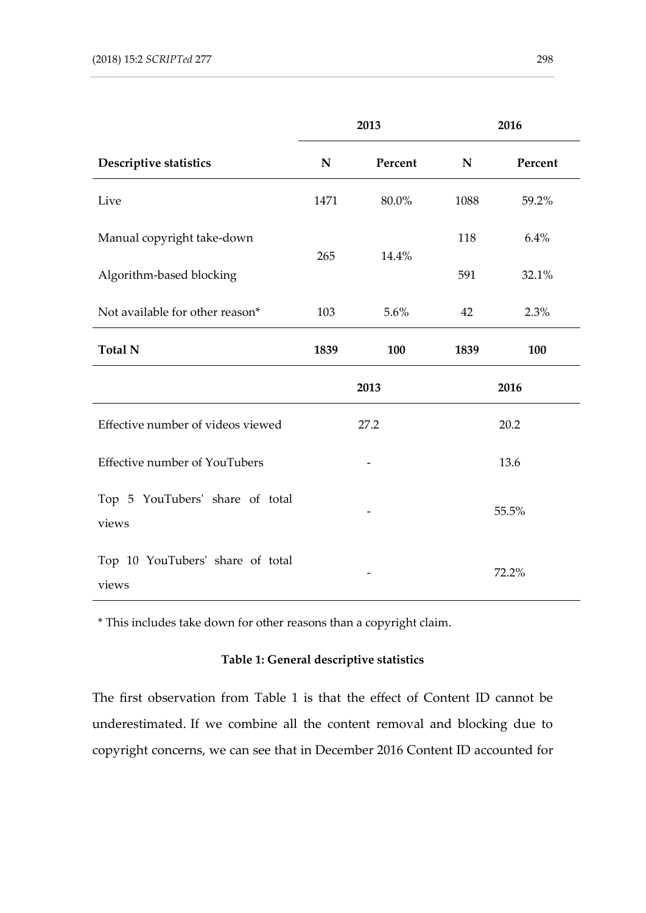| Descriptive statistics | 2013 N | 2013 Percent | 2016 N | 2016 Percent |
|---|---|---|---|---|
| Live | 1471 | 80.0% | 1088 | 59.2% |
| Manual copyright take-down | 265 | 14.4% | 118 | 6.4% |
| Algorithm-based blocking | | | 591 | 32.1% |
| Not available for other reason* | 103 | 5.6% | 42 | 2.3% |
| **Total N** | **1839** | **100** | **1839** | **100** |

| | 2013 | 2016 |
|---|---|---|
| Effective number of videos viewed | 27.2 | 20.2 |
| Effective number of YouTubers | - | 13.6 |
| Top 5 YouTubers' share of total views | - | 55.5% |
| Top 10 YouTubers' share of total views | - | 72.2% |

* This includes take down for other reasons than a copyright claim.

**Table 1: General descriptive statistics**

The first observation from Table 1 is that the effect of Content ID cannot be underestimated. If we combine all the content removal and blocking due to copyright concerns, we can see that in December 2016 Content ID accounted for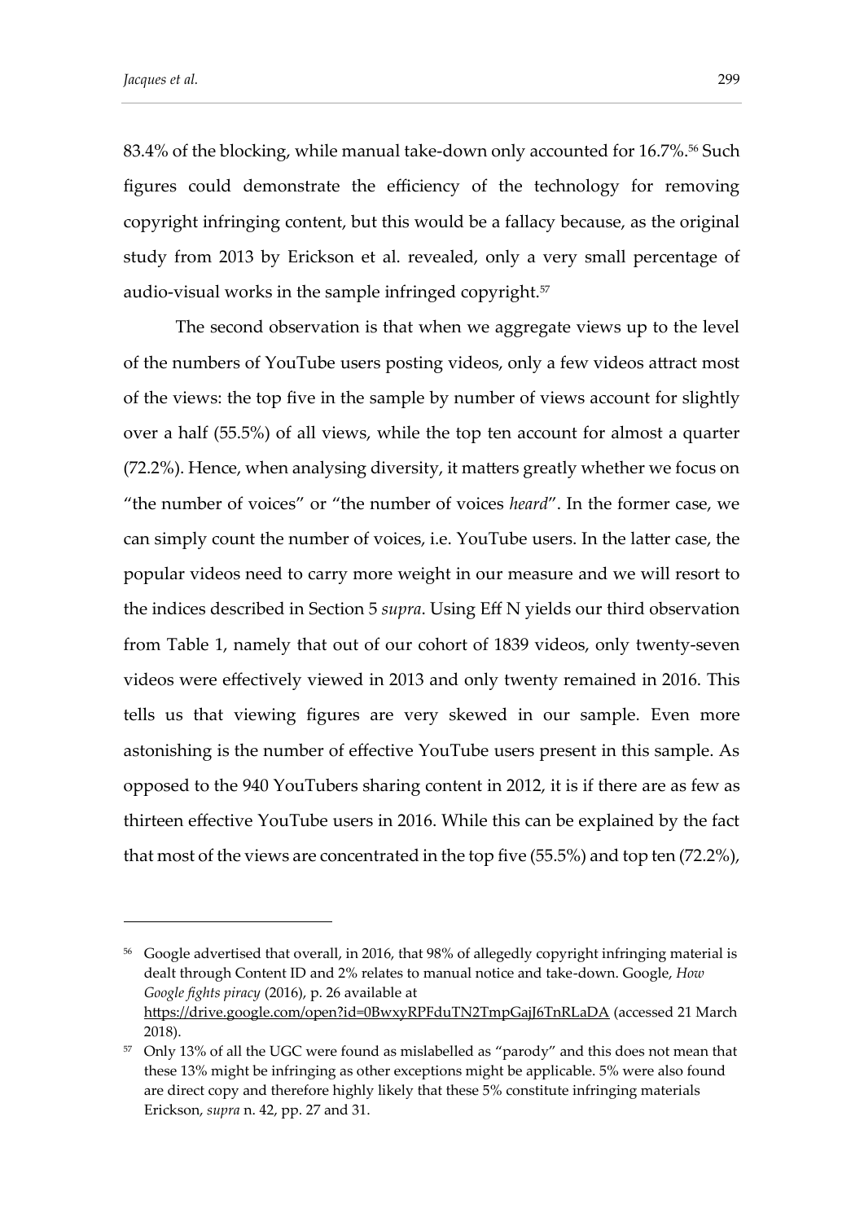83.4% of the blocking, while manual take-down only accounted for 16.7%.[56] Such figures could demonstrate the efficiency of the technology for removing copyright infringing content, but this would be a fallacy because, as the original study from 2013 by Erickson et al. revealed, only a very small percentage of audio-visual works in the sample infringed copyright.[57]

The second observation is that when we aggregate views up to the level of the numbers of YouTube users posting videos, only a few videos attract most of the views: the top five in the sample by number of views account for slightly over a half (55.5%) of all views, while the top ten account for almost a quarter (72.2%). Hence, when analysing diversity, it matters greatly whether we focus on "the number of voices" or "the number of voices *heard*". In the former case, we can simply count the number of voices, i.e. YouTube users. In the latter case, the popular videos need to carry more weight in our measure and we will resort to the indices described in Section 5 *supra*. Using Eff N yields our third observation from Table 1, namely that out of our cohort of 1839 videos, only twenty-seven videos were effectively viewed in 2013 and only twenty remained in 2016. This tells us that viewing figures are very skewed in our sample. Even more astonishing is the number of effective YouTube users present in this sample. As opposed to the 940 YouTubers sharing content in 2012, it is if there are as few as thirteen effective YouTube users in 2016. While this can be explained by the fact that most of the views are concentrated in the top five (55.5%) and top ten (72.2%),

---

[56] Google advertised that overall, in 2016, that 98% of allegedly copyright infringing material is dealt through Content ID and 2% relates to manual notice and take-down. Google, *How Google fights piracy* (2016), p. 26 available at https://drive.google.com/open?id=0BwxyRPFduTN2TmpGajJ6TnRLaDA (accessed 21 March 2018).

[57] Only 13% of all the UGC were found as mislabelled as "parody" and this does not mean that these 13% might be infringing as other exceptions might be applicable. 5% were also found are direct copy and therefore highly likely that these 5% constitute infringing materials Erickson, *supra* n. 42, pp. 27 and 31.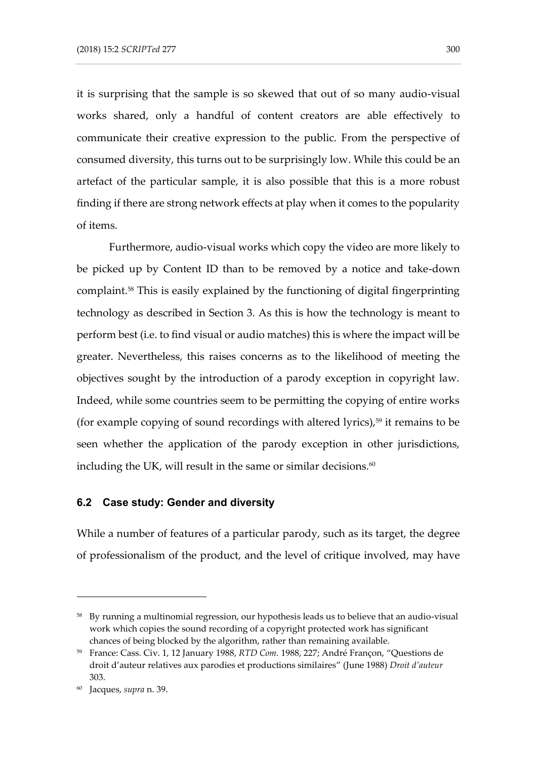it is surprising that the sample is so skewed that out of so many audio-visual works shared, only a handful of content creators are able effectively to communicate their creative expression to the public. From the perspective of consumed diversity, this turns out to be surprisingly low. While this could be an artefact of the particular sample, it is also possible that this is a more robust finding if there are strong network effects at play when it comes to the popularity of items.

Furthermore, audio-visual works which copy the video are more likely to be picked up by Content ID than to be removed by a notice and take-down complaint.[58] This is easily explained by the functioning of digital fingerprinting technology as described in Section 3. As this is how the technology is meant to perform best (i.e. to find visual or audio matches) this is where the impact will be greater. Nevertheless, this raises concerns as to the likelihood of meeting the objectives sought by the introduction of a parody exception in copyright law. Indeed, while some countries seem to be permitting the copying of entire works (for example copying of sound recordings with altered lyrics),[59] it remains to be seen whether the application of the parody exception in other jurisdictions, including the UK, will result in the same or similar decisions.[60]

### 6.2 Case study: Gender and diversity

While a number of features of a particular parody, such as its target, the degree of professionalism of the product, and the level of critique involved, may have

---

[58] By running a multinomial regression, our hypothesis leads us to believe that an audio-visual work which copies the sound recording of a copyright protected work has significant chances of being blocked by the algorithm, rather than remaining available.

[59] France: Cass. Civ. 1, 12 January 1988, *RTD Com.* 1988, 227; André Françon, "Questions de droit d'auteur relatives aux parodies et productions similaires" (June 1988) *Droit d'auteur* 303.

[60] Jacques, *supra* n. 39.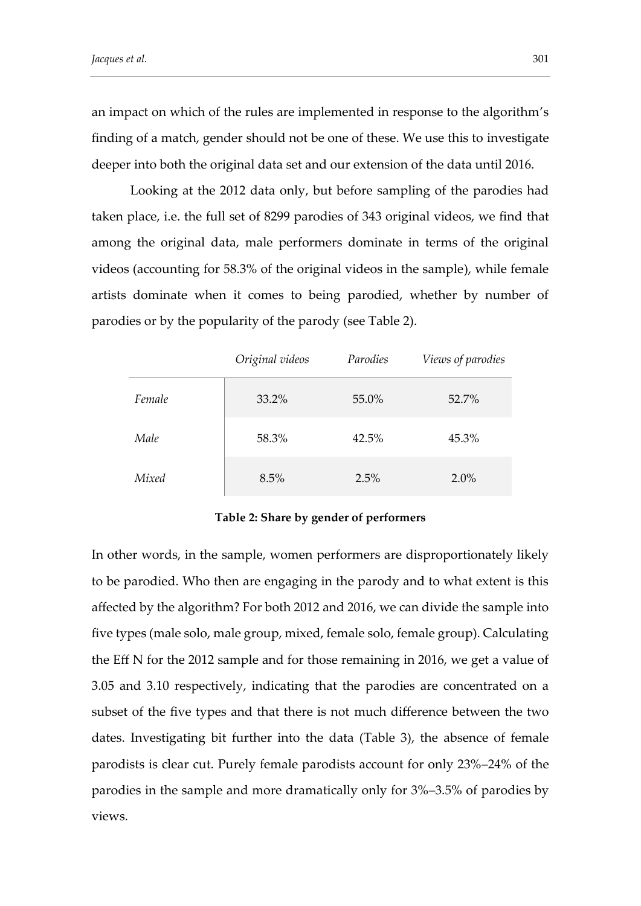an impact on which of the rules are implemented in response to the algorithm's finding of a match, gender should not be one of these. We use this to investigate deeper into both the original data set and our extension of the data until 2016.

Looking at the 2012 data only, but before sampling of the parodies had taken place, i.e. the full set of 8299 parodies of 343 original videos, we find that among the original data, male performers dominate in terms of the original videos (accounting for 58.3% of the original videos in the sample), while female artists dominate when it comes to being parodied, whether by number of parodies or by the popularity of the parody (see Table 2).

| | *Original videos* | *Parodies* | *Views of parodies* |
|---|---|---|---|
| *Female* | 33.2% | 55.0% | 52.7% |
| *Male* | 58.3% | 42.5% | 45.3% |
| *Mixed* | 8.5% | 2.5% | 2.0% |

**Table 2: Share by gender of performers**

In other words, in the sample, women performers are disproportionately likely to be parodied. Who then are engaging in the parody and to what extent is this affected by the algorithm? For both 2012 and 2016, we can divide the sample into five types (male solo, male group, mixed, female solo, female group). Calculating the Eff N for the 2012 sample and for those remaining in 2016, we get a value of 3.05 and 3.10 respectively, indicating that the parodies are concentrated on a subset of the five types and that there is not much difference between the two dates. Investigating bit further into the data (Table 3), the absence of female parodists is clear cut. Purely female parodists account for only 23%–24% of the parodies in the sample and more dramatically only for 3%–3.5% of parodies by views.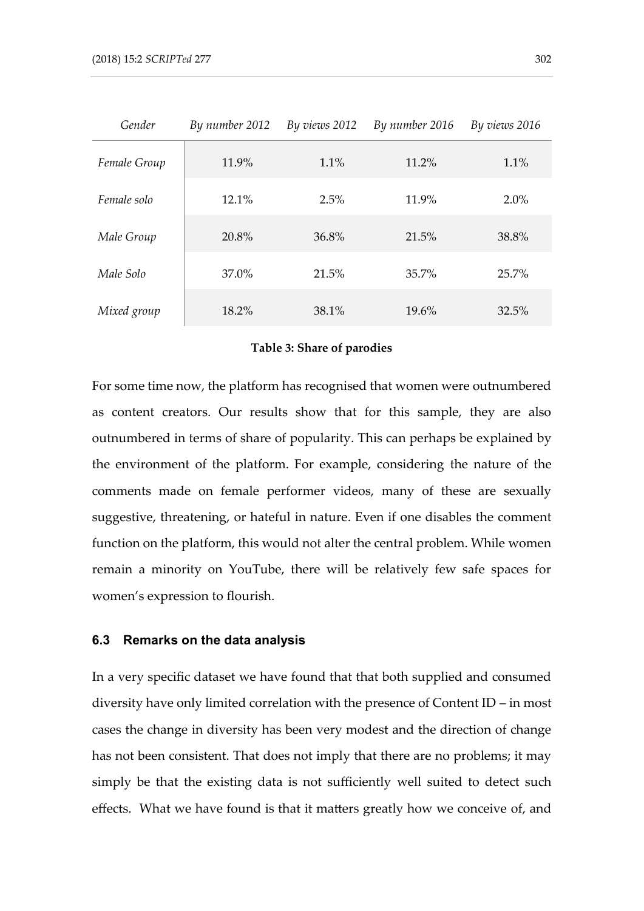| *Gender* | *By number 2012* | *By views 2012* | *By number 2016* | *By views 2016* |
|---|---|---|---|---|
| *Female Group* | 11.9% | 1.1% | 11.2% | 1.1% |
| *Female solo* | 12.1% | 2.5% | 11.9% | 2.0% |
| *Male Group* | 20.8% | 36.8% | 21.5% | 38.8% |
| *Male Solo* | 37.0% | 21.5% | 35.7% | 25.7% |
| *Mixed group* | 18.2% | 38.1% | 19.6% | 32.5% |

**Table 3: Share of parodies**

For some time now, the platform has recognised that women were outnumbered as content creators. Our results show that for this sample, they are also outnumbered in terms of share of popularity. This can perhaps be explained by the environment of the platform. For example, considering the nature of the comments made on female performer videos, many of these are sexually suggestive, threatening, or hateful in nature. Even if one disables the comment function on the platform, this would not alter the central problem. While women remain a minority on YouTube, there will be relatively few safe spaces for women's expression to flourish.

### 6.3 Remarks on the data analysis

In a very specific dataset we have found that that both supplied and consumed diversity have only limited correlation with the presence of Content ID – in most cases the change in diversity has been very modest and the direction of change has not been consistent. That does not imply that there are no problems; it may simply be that the existing data is not sufficiently well suited to detect such effects. What we have found is that it matters greatly how we conceive of, and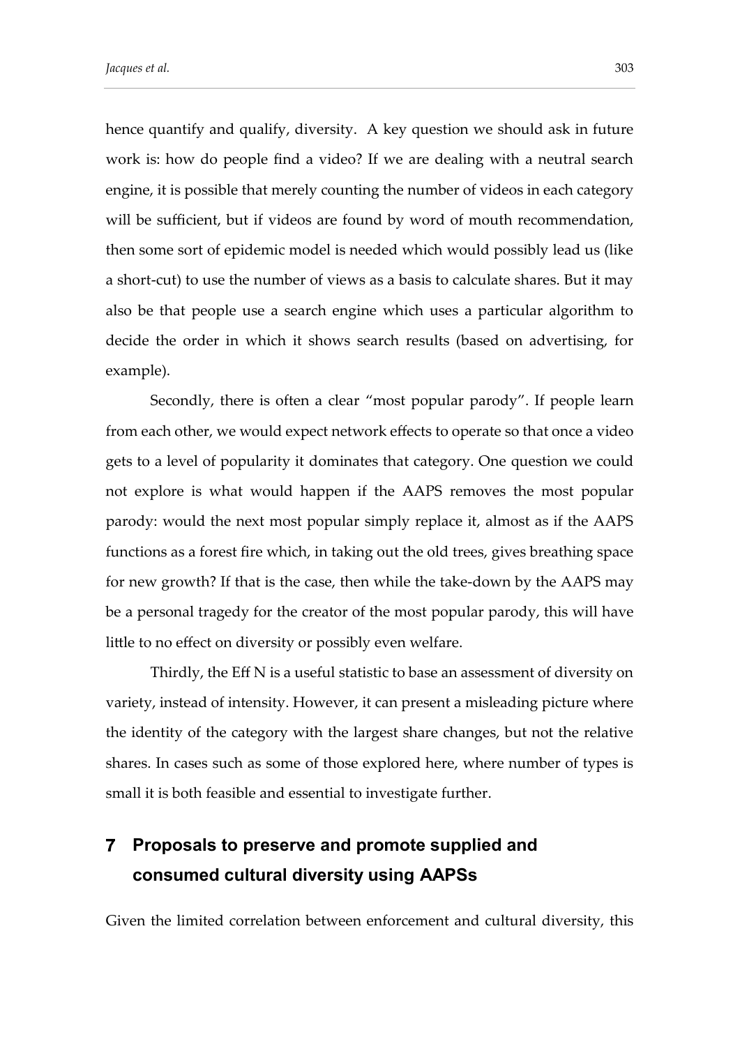hence quantify and qualify, diversity. A key question we should ask in future work is: how do people find a video? If we are dealing with a neutral search engine, it is possible that merely counting the number of videos in each category will be sufficient, but if videos are found by word of mouth recommendation, then some sort of epidemic model is needed which would possibly lead us (like a short-cut) to use the number of views as a basis to calculate shares. But it may also be that people use a search engine which uses a particular algorithm to decide the order in which it shows search results (based on advertising, for example).

Secondly, there is often a clear "most popular parody". If people learn from each other, we would expect network effects to operate so that once a video gets to a level of popularity it dominates that category. One question we could not explore is what would happen if the AAPS removes the most popular parody: would the next most popular simply replace it, almost as if the AAPS functions as a forest fire which, in taking out the old trees, gives breathing space for new growth? If that is the case, then while the take-down by the AAPS may be a personal tragedy for the creator of the most popular parody, this will have little to no effect on diversity or possibly even welfare.

Thirdly, the Eff N is a useful statistic to base an assessment of diversity on variety, instead of intensity. However, it can present a misleading picture where the identity of the category with the largest share changes, but not the relative shares. In cases such as some of those explored here, where number of types is small it is both feasible and essential to investigate further.

## 7 Proposals to preserve and promote supplied and consumed cultural diversity using AAPSs

Given the limited correlation between enforcement and cultural diversity, this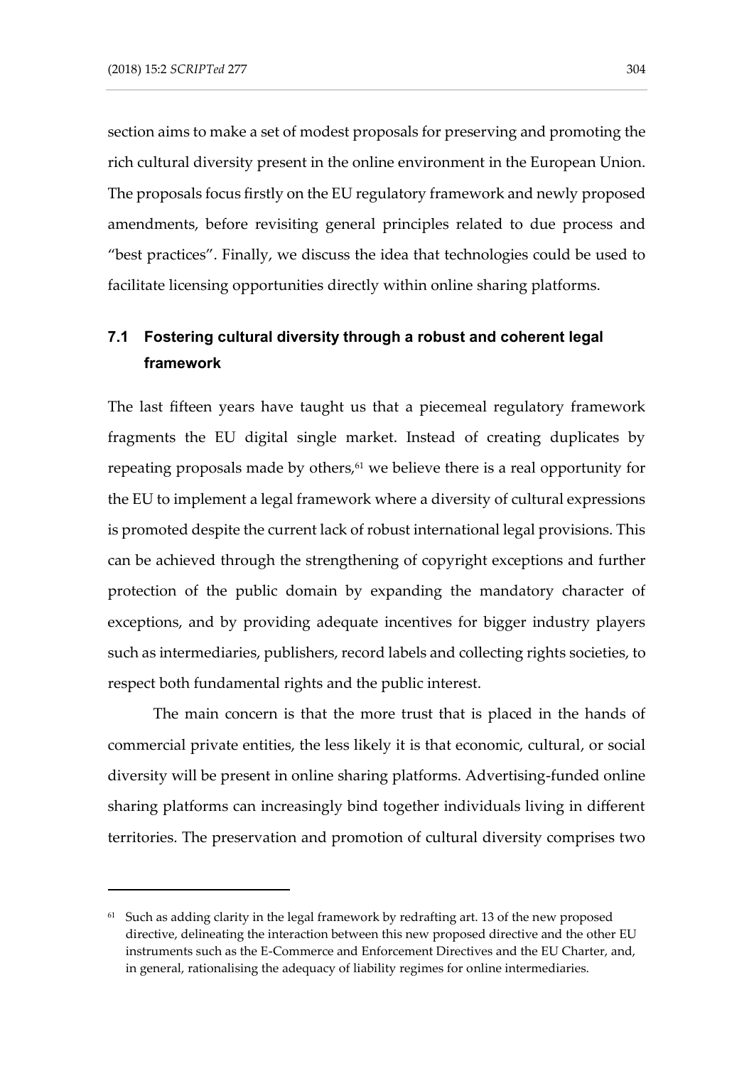section aims to make a set of modest proposals for preserving and promoting the rich cultural diversity present in the online environment in the European Union. The proposals focus firstly on the EU regulatory framework and newly proposed amendments, before revisiting general principles related to due process and "best practices". Finally, we discuss the idea that technologies could be used to facilitate licensing opportunities directly within online sharing platforms.

## 7.1 Fostering cultural diversity through a robust and coherent legal framework

The last fifteen years have taught us that a piecemeal regulatory framework fragments the EU digital single market. Instead of creating duplicates by repeating proposals made by others,[61] we believe there is a real opportunity for the EU to implement a legal framework where a diversity of cultural expressions is promoted despite the current lack of robust international legal provisions. This can be achieved through the strengthening of copyright exceptions and further protection of the public domain by expanding the mandatory character of exceptions, and by providing adequate incentives for bigger industry players such as intermediaries, publishers, record labels and collecting rights societies, to respect both fundamental rights and the public interest.

The main concern is that the more trust that is placed in the hands of commercial private entities, the less likely it is that economic, cultural, or social diversity will be present in online sharing platforms. Advertising-funded online sharing platforms can increasingly bind together individuals living in different territories. The preservation and promotion of cultural diversity comprises two

---

[61] Such as adding clarity in the legal framework by redrafting art. 13 of the new proposed directive, delineating the interaction between this new proposed directive and the other EU instruments such as the E-Commerce and Enforcement Directives and the EU Charter, and, in general, rationalising the adequacy of liability regimes for online intermediaries.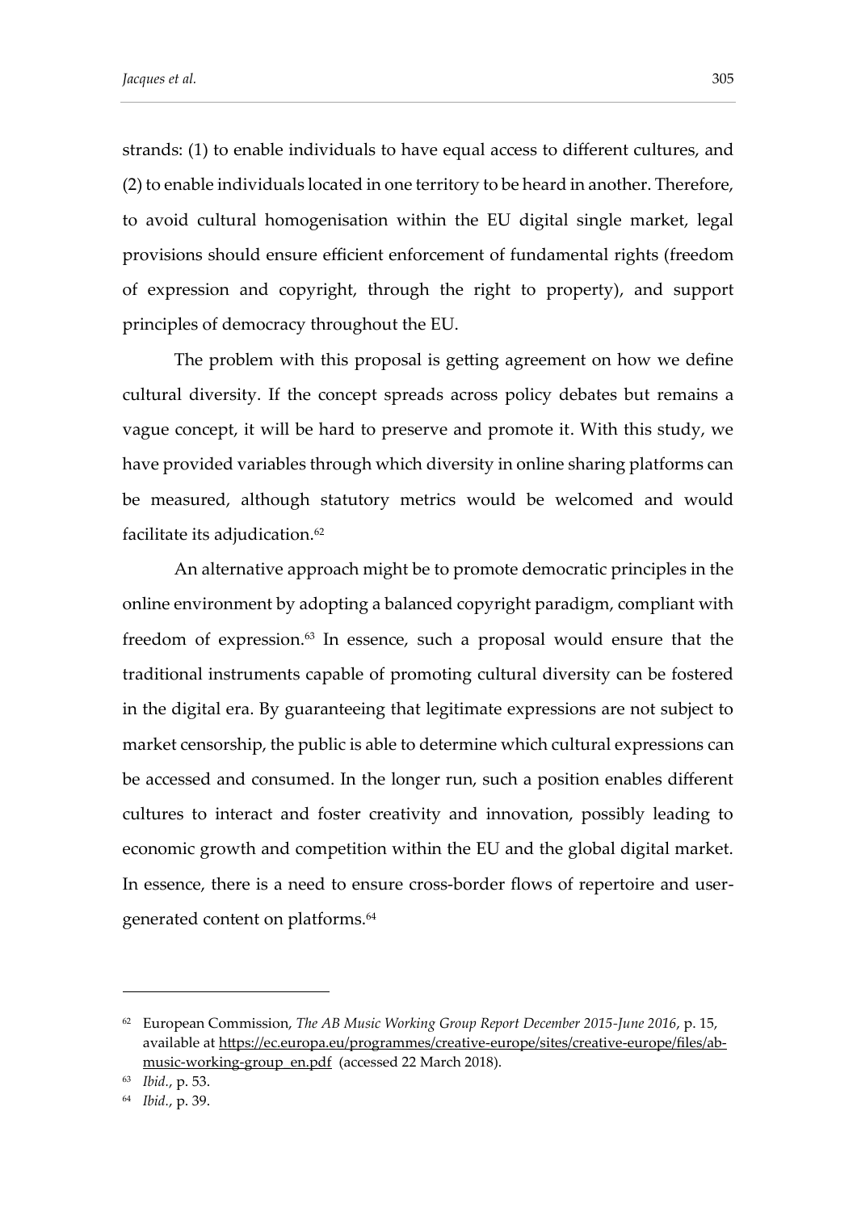strands: (1) to enable individuals to have equal access to different cultures, and (2) to enable individuals located in one territory to be heard in another. Therefore, to avoid cultural homogenisation within the EU digital single market, legal provisions should ensure efficient enforcement of fundamental rights (freedom of expression and copyright, through the right to property), and support principles of democracy throughout the EU.

The problem with this proposal is getting agreement on how we define cultural diversity. If the concept spreads across policy debates but remains a vague concept, it will be hard to preserve and promote it. With this study, we have provided variables through which diversity in online sharing platforms can be measured, although statutory metrics would be welcomed and would facilitate its adjudication.[62]

An alternative approach might be to promote democratic principles in the online environment by adopting a balanced copyright paradigm, compliant with freedom of expression.[63] In essence, such a proposal would ensure that the traditional instruments capable of promoting cultural diversity can be fostered in the digital era. By guaranteeing that legitimate expressions are not subject to market censorship, the public is able to determine which cultural expressions can be accessed and consumed. In the longer run, such a position enables different cultures to interact and foster creativity and innovation, possibly leading to economic growth and competition within the EU and the global digital market. In essence, there is a need to ensure cross-border flows of repertoire and user-generated content on platforms.[64]

---

[62] European Commission, *The AB Music Working Group Report December 2015-June 2016*, p. 15, available at https://ec.europa.eu/programmes/creative-europe/sites/creative-europe/files/ab-music-working-group_en.pdf (accessed 22 March 2018).

[63] *Ibid.*, p. 53.

[64] *Ibid.*, p. 39.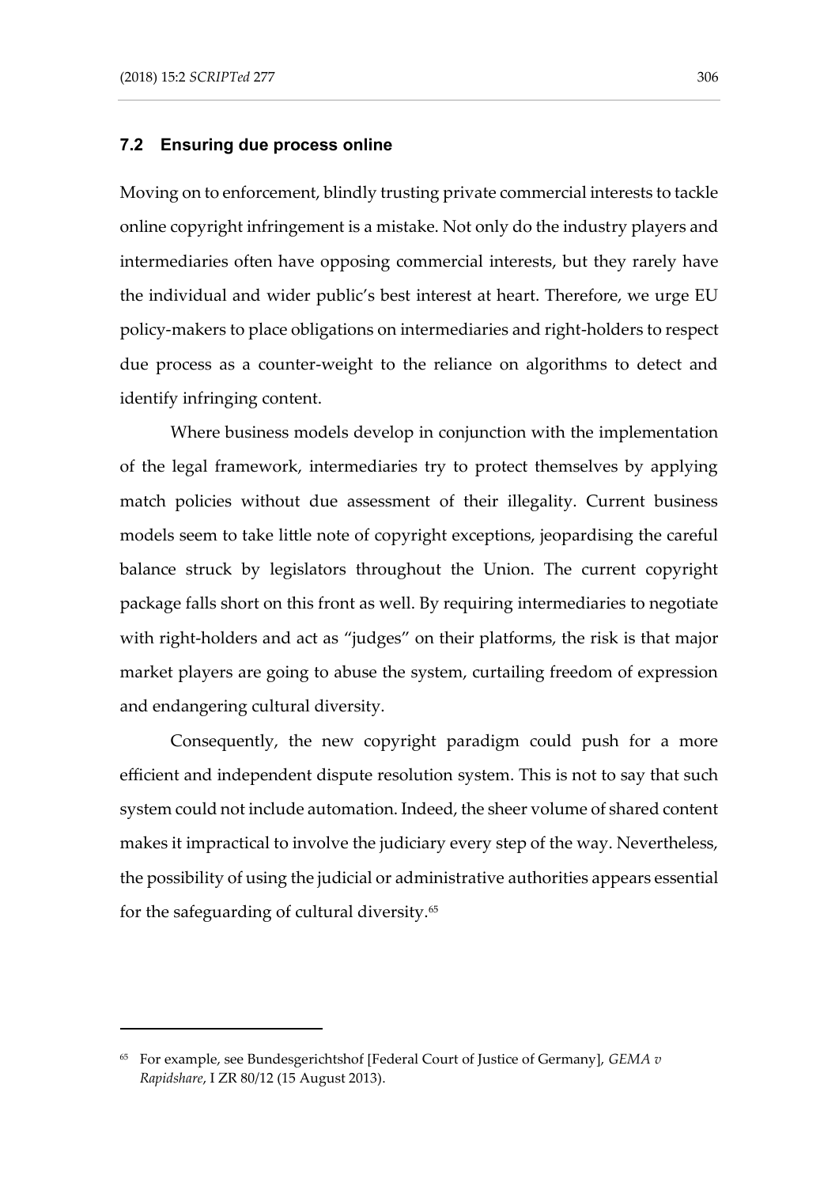### 7.2 Ensuring due process online

Moving on to enforcement, blindly trusting private commercial interests to tackle online copyright infringement is a mistake. Not only do the industry players and intermediaries often have opposing commercial interests, but they rarely have the individual and wider public's best interest at heart. Therefore, we urge EU policy-makers to place obligations on intermediaries and right-holders to respect due process as a counter-weight to the reliance on algorithms to detect and identify infringing content.

Where business models develop in conjunction with the implementation of the legal framework, intermediaries try to protect themselves by applying match policies without due assessment of their illegality. Current business models seem to take little note of copyright exceptions, jeopardising the careful balance struck by legislators throughout the Union. The current copyright package falls short on this front as well. By requiring intermediaries to negotiate with right-holders and act as "judges" on their platforms, the risk is that major market players are going to abuse the system, curtailing freedom of expression and endangering cultural diversity.

Consequently, the new copyright paradigm could push for a more efficient and independent dispute resolution system. This is not to say that such system could not include automation. Indeed, the sheer volume of shared content makes it impractical to involve the judiciary every step of the way. Nevertheless, the possibility of using the judicial or administrative authorities appears essential for the safeguarding of cultural diversity.[65]

---

[65] For example, see Bundesgerichtshof [Federal Court of Justice of Germany], *GEMA v Rapidshare*, I ZR 80/12 (15 August 2013).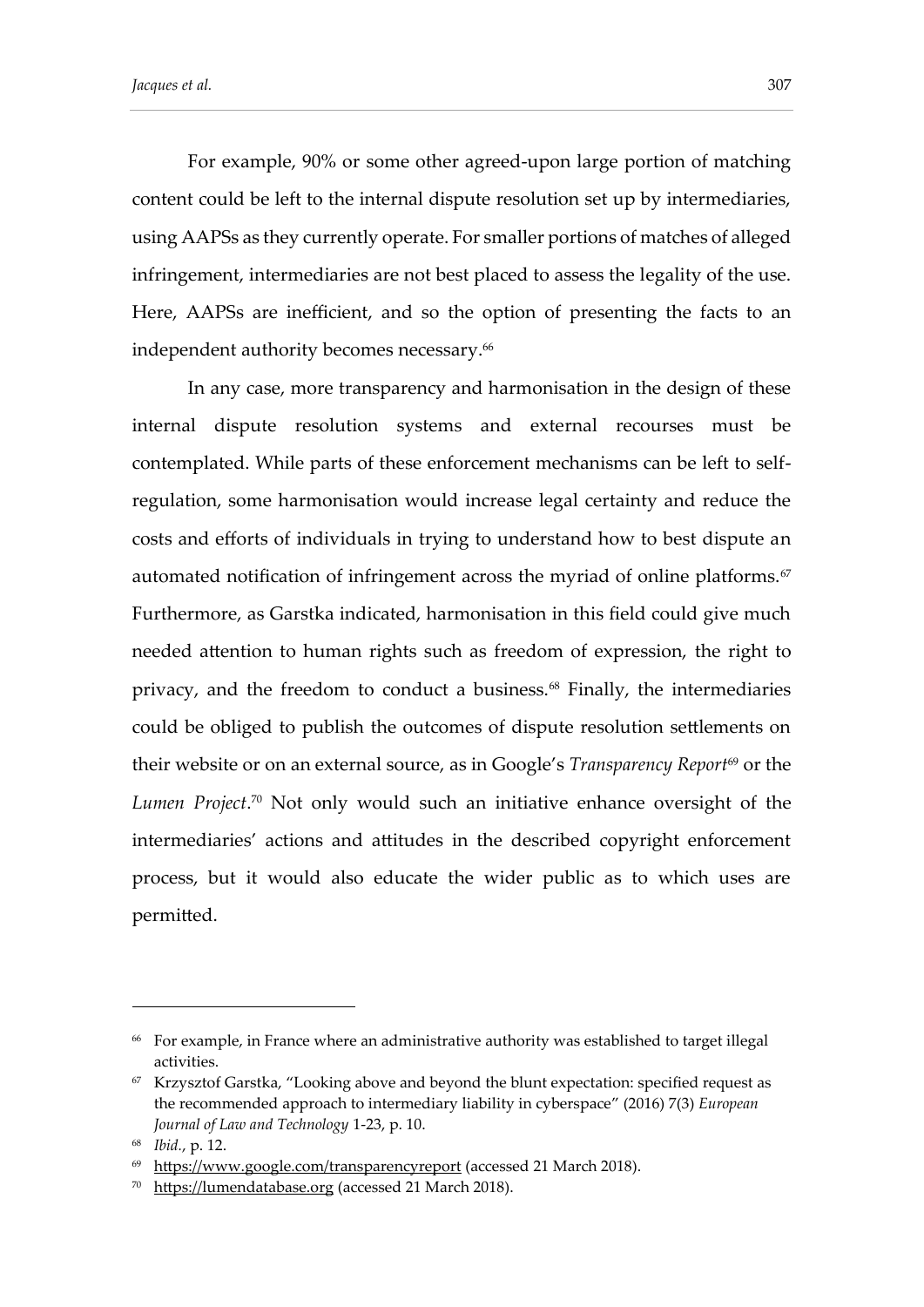For example, 90% or some other agreed-upon large portion of matching content could be left to the internal dispute resolution set up by intermediaries, using AAPSs as they currently operate. For smaller portions of matches of alleged infringement, intermediaries are not best placed to assess the legality of the use. Here, AAPSs are inefficient, and so the option of presenting the facts to an independent authority becomes necessary.[66]

In any case, more transparency and harmonisation in the design of these internal dispute resolution systems and external recourses must be contemplated. While parts of these enforcement mechanisms can be left to self-regulation, some harmonisation would increase legal certainty and reduce the costs and efforts of individuals in trying to understand how to best dispute an automated notification of infringement across the myriad of online platforms.[67] Furthermore, as Garstka indicated, harmonisation in this field could give much needed attention to human rights such as freedom of expression, the right to privacy, and the freedom to conduct a business.[68] Finally, the intermediaries could be obliged to publish the outcomes of dispute resolution settlements on their website or on an external source, as in Google's *Transparency Report*[69] or the *Lumen Project*.[70] Not only would such an initiative enhance oversight of the intermediaries' actions and attitudes in the described copyright enforcement process, but it would also educate the wider public as to which uses are permitted.

---

[66] For example, in France where an administrative authority was established to target illegal activities.

[67] Krzysztof Garstka, "Looking above and beyond the blunt expectation: specified request as the recommended approach to intermediary liability in cyberspace" (2016) 7(3) *European Journal of Law and Technology* 1-23, p. 10.

[68] *Ibid.*, p. 12.

[69] https://www.google.com/transparencyreport (accessed 21 March 2018).

[70] https://lumendatabase.org (accessed 21 March 2018).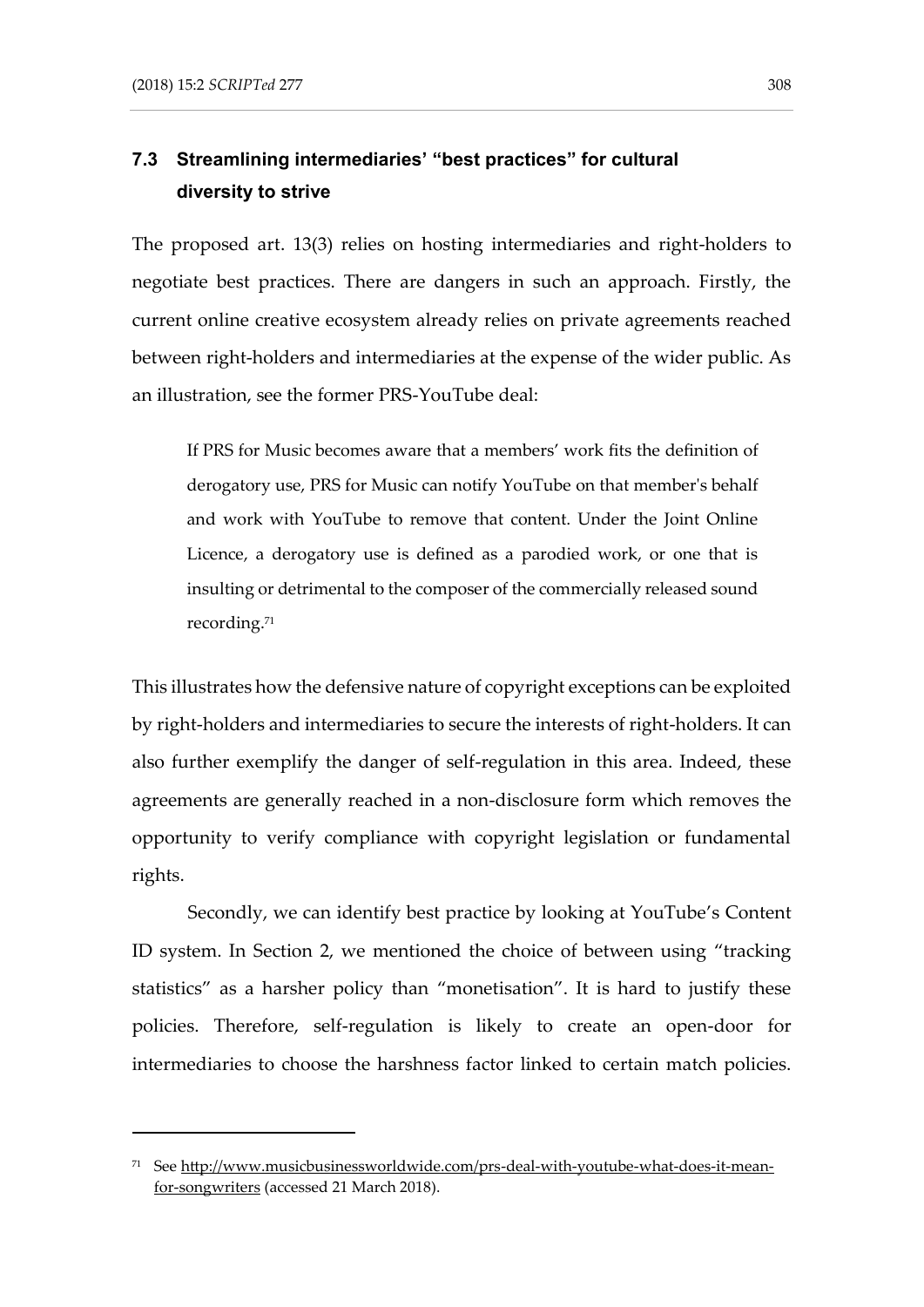### 7.3 Streamlining intermediaries' "best practices" for cultural diversity to strive

The proposed art. 13(3) relies on hosting intermediaries and right-holders to negotiate best practices. There are dangers in such an approach. Firstly, the current online creative ecosystem already relies on private agreements reached between right-holders and intermediaries at the expense of the wider public. As an illustration, see the former PRS-YouTube deal:

> If PRS for Music becomes aware that a members' work fits the definition of derogatory use, PRS for Music can notify YouTube on that member's behalf and work with YouTube to remove that content. Under the Joint Online Licence, a derogatory use is defined as a parodied work, or one that is insulting or detrimental to the composer of the commercially released sound recording.[71]

This illustrates how the defensive nature of copyright exceptions can be exploited by right-holders and intermediaries to secure the interests of right-holders. It can also further exemplify the danger of self-regulation in this area. Indeed, these agreements are generally reached in a non-disclosure form which removes the opportunity to verify compliance with copyright legislation or fundamental rights.

Secondly, we can identify best practice by looking at YouTube's Content ID system. In Section 2, we mentioned the choice of between using "tracking statistics" as a harsher policy than "monetisation". It is hard to justify these policies. Therefore, self-regulation is likely to create an open-door for intermediaries to choose the harshness factor linked to certain match policies.

---

[71] See http://www.musicbusinessworldwide.com/prs-deal-with-youtube-what-does-it-mean-for-songwriters (accessed 21 March 2018).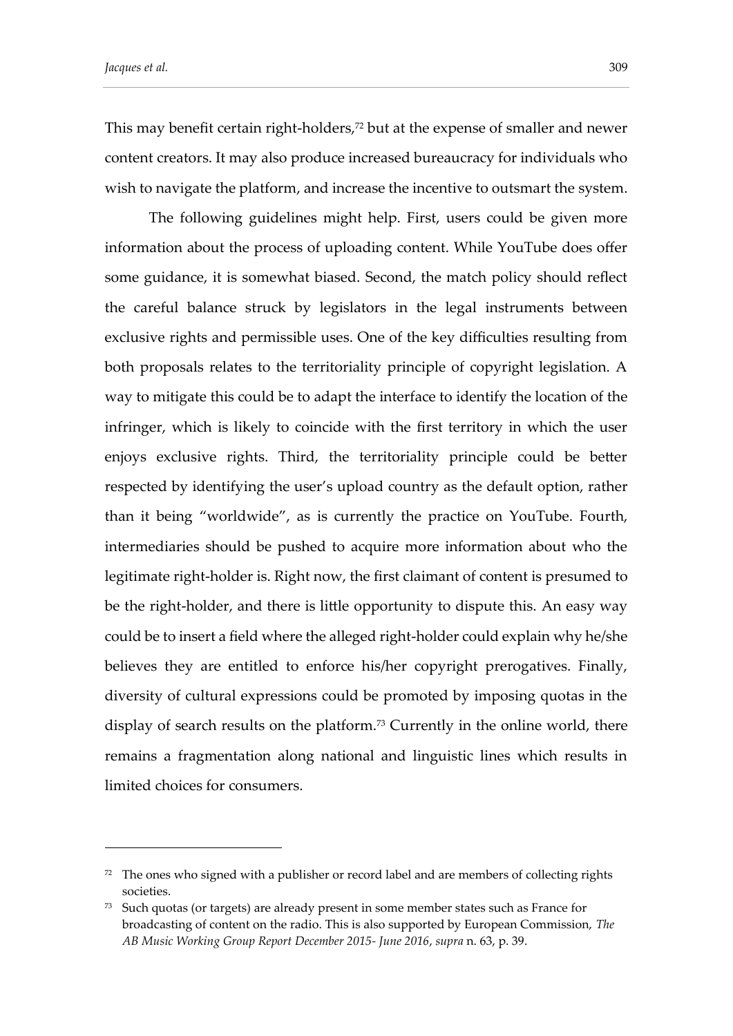This may benefit certain right-holders,[72] but at the expense of smaller and newer content creators. It may also produce increased bureaucracy for individuals who wish to navigate the platform, and increase the incentive to outsmart the system.

The following guidelines might help. First, users could be given more information about the process of uploading content. While YouTube does offer some guidance, it is somewhat biased. Second, the match policy should reflect the careful balance struck by legislators in the legal instruments between exclusive rights and permissible uses. One of the key difficulties resulting from both proposals relates to the territoriality principle of copyright legislation. A way to mitigate this could be to adapt the interface to identify the location of the infringer, which is likely to coincide with the first territory in which the user enjoys exclusive rights. Third, the territoriality principle could be better respected by identifying the user's upload country as the default option, rather than it being "worldwide", as is currently the practice on YouTube. Fourth, intermediaries should be pushed to acquire more information about who the legitimate right-holder is. Right now, the first claimant of content is presumed to be the right-holder, and there is little opportunity to dispute this. An easy way could be to insert a field where the alleged right-holder could explain why he/she believes they are entitled to enforce his/her copyright prerogatives. Finally, diversity of cultural expressions could be promoted by imposing quotas in the display of search results on the platform.[73] Currently in the online world, there remains a fragmentation along national and linguistic lines which results in limited choices for consumers.

---

[72] The ones who signed with a publisher or record label and are members of collecting rights societies.

[73] Such quotas (or targets) are already present in some member states such as France for broadcasting of content on the radio. This is also supported by European Commission, *The AB Music Working Group Report December 2015- June 2016*, *supra* n. 63, p. 39.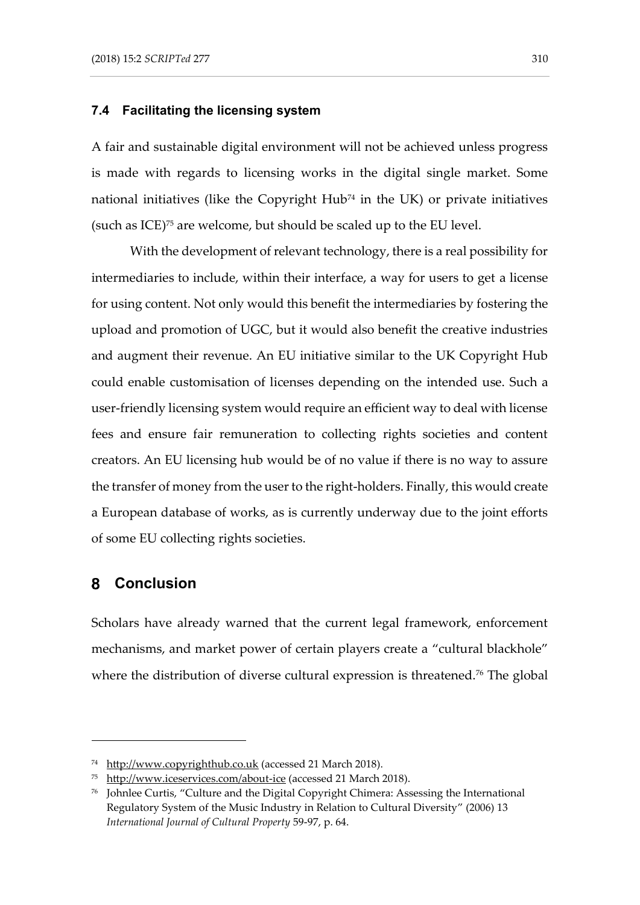### 7.4 Facilitating the licensing system

A fair and sustainable digital environment will not be achieved unless progress is made with regards to licensing works in the digital single market. Some national initiatives (like the Copyright Hub[74] in the UK) or private initiatives (such as ICE)[75] are welcome, but should be scaled up to the EU level.

With the development of relevant technology, there is a real possibility for intermediaries to include, within their interface, a way for users to get a license for using content. Not only would this benefit the intermediaries by fostering the upload and promotion of UGC, but it would also benefit the creative industries and augment their revenue. An EU initiative similar to the UK Copyright Hub could enable customisation of licenses depending on the intended use. Such a user-friendly licensing system would require an efficient way to deal with license fees and ensure fair remuneration to collecting rights societies and content creators. An EU licensing hub would be of no value if there is no way to assure the transfer of money from the user to the right-holders. Finally, this would create a European database of works, as is currently underway due to the joint efforts of some EU collecting rights societies.

## 8 Conclusion

Scholars have already warned that the current legal framework, enforcement mechanisms, and market power of certain players create a "cultural blackhole" where the distribution of diverse cultural expression is threatened.[76] The global

---

[74] http://www.copyrighthub.co.uk (accessed 21 March 2018).

[75] http://www.iceservices.com/about-ice (accessed 21 March 2018).

[76] Johnlee Curtis, "Culture and the Digital Copyright Chimera: Assessing the International Regulatory System of the Music Industry in Relation to Cultural Diversity" (2006) 13 *International Journal of Cultural Property* 59-97, p. 64.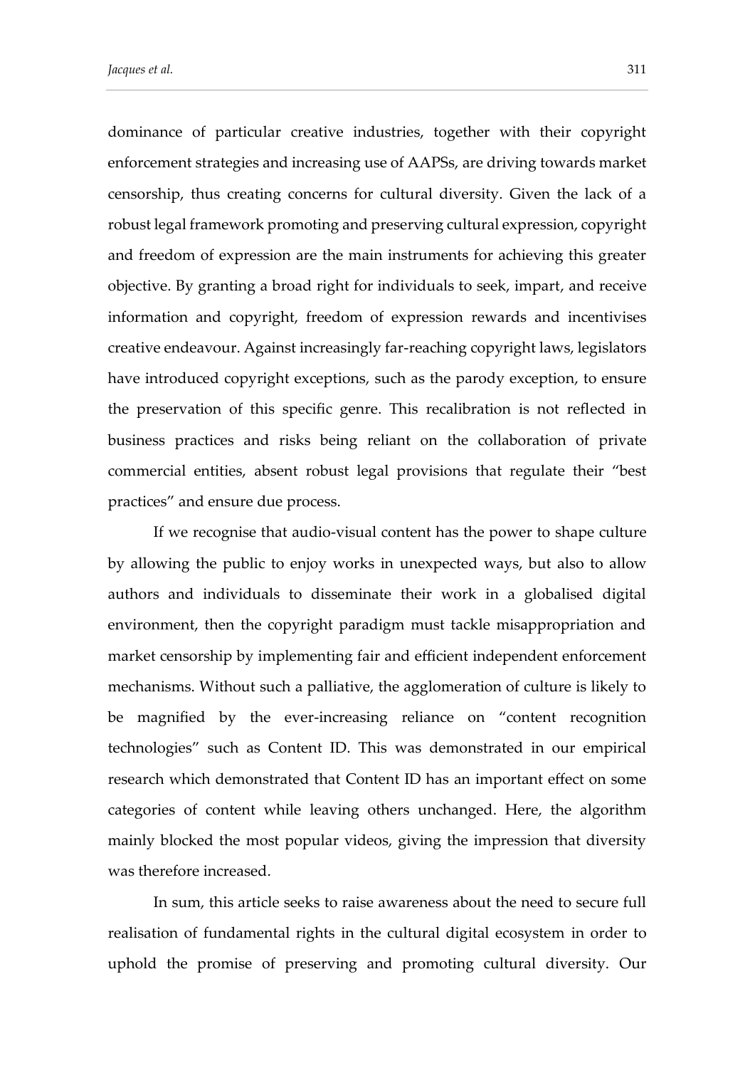dominance of particular creative industries, together with their copyright enforcement strategies and increasing use of AAPSs, are driving towards market censorship, thus creating concerns for cultural diversity. Given the lack of a robust legal framework promoting and preserving cultural expression, copyright and freedom of expression are the main instruments for achieving this greater objective. By granting a broad right for individuals to seek, impart, and receive information and copyright, freedom of expression rewards and incentivises creative endeavour. Against increasingly far-reaching copyright laws, legislators have introduced copyright exceptions, such as the parody exception, to ensure the preservation of this specific genre. This recalibration is not reflected in business practices and risks being reliant on the collaboration of private commercial entities, absent robust legal provisions that regulate their "best practices" and ensure due process.

If we recognise that audio-visual content has the power to shape culture by allowing the public to enjoy works in unexpected ways, but also to allow authors and individuals to disseminate their work in a globalised digital environment, then the copyright paradigm must tackle misappropriation and market censorship by implementing fair and efficient independent enforcement mechanisms. Without such a palliative, the agglomeration of culture is likely to be magnified by the ever-increasing reliance on "content recognition technologies" such as Content ID. This was demonstrated in our empirical research which demonstrated that Content ID has an important effect on some categories of content while leaving others unchanged. Here, the algorithm mainly blocked the most popular videos, giving the impression that diversity was therefore increased.

In sum, this article seeks to raise awareness about the need to secure full realisation of fundamental rights in the cultural digital ecosystem in order to uphold the promise of preserving and promoting cultural diversity. Our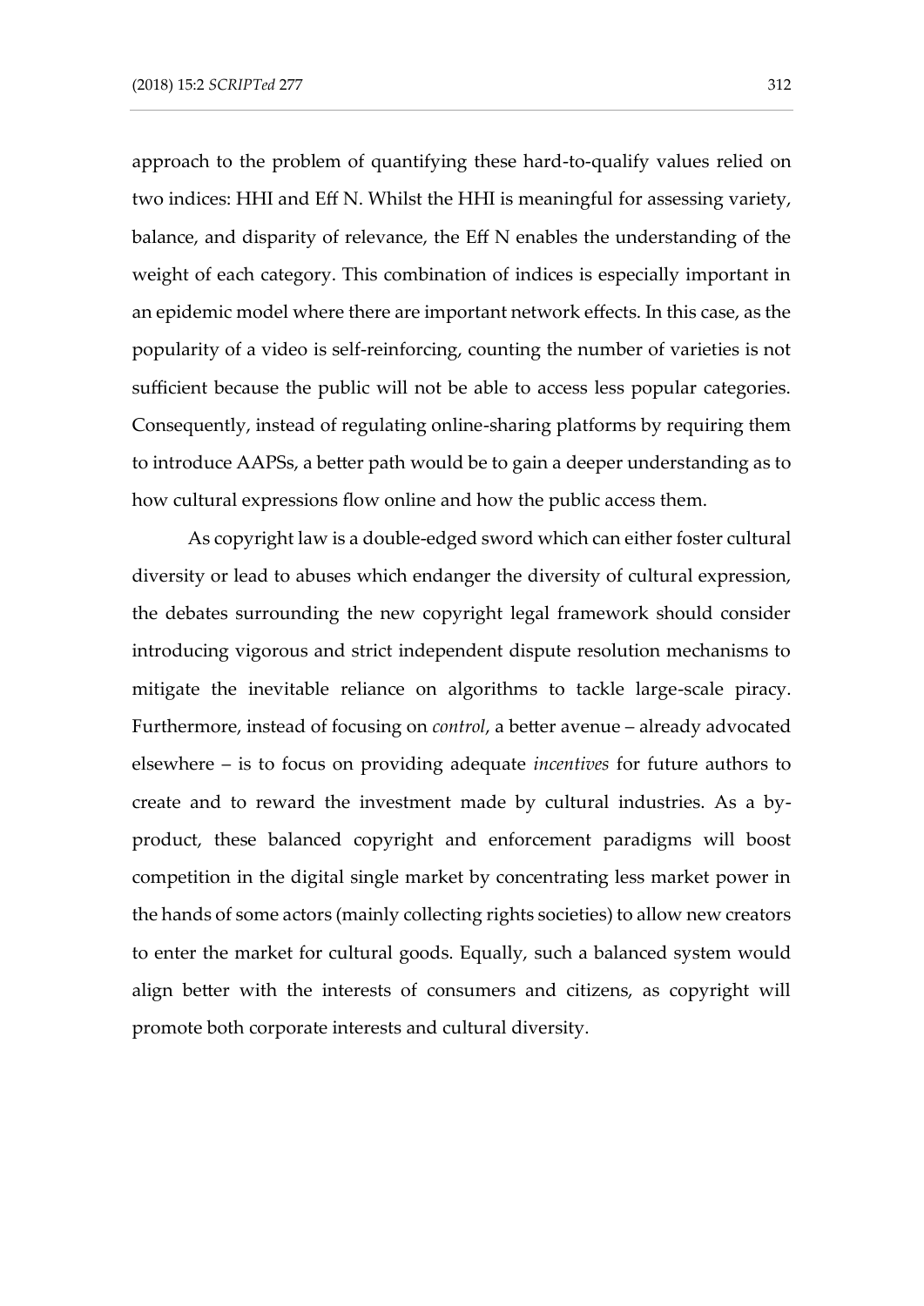approach to the problem of quantifying these hard-to-qualify values relied on two indices: HHI and Eff N. Whilst the HHI is meaningful for assessing variety, balance, and disparity of relevance, the Eff N enables the understanding of the weight of each category. This combination of indices is especially important in an epidemic model where there are important network effects. In this case, as the popularity of a video is self-reinforcing, counting the number of varieties is not sufficient because the public will not be able to access less popular categories. Consequently, instead of regulating online-sharing platforms by requiring them to introduce AAPSs, a better path would be to gain a deeper understanding as to how cultural expressions flow online and how the public access them.

As copyright law is a double-edged sword which can either foster cultural diversity or lead to abuses which endanger the diversity of cultural expression, the debates surrounding the new copyright legal framework should consider introducing vigorous and strict independent dispute resolution mechanisms to mitigate the inevitable reliance on algorithms to tackle large-scale piracy. Furthermore, instead of focusing on *control*, a better avenue – already advocated elsewhere – is to focus on providing adequate *incentives* for future authors to create and to reward the investment made by cultural industries. As a by-product, these balanced copyright and enforcement paradigms will boost competition in the digital single market by concentrating less market power in the hands of some actors (mainly collecting rights societies) to allow new creators to enter the market for cultural goods. Equally, such a balanced system would align better with the interests of consumers and citizens, as copyright will promote both corporate interests and cultural diversity.